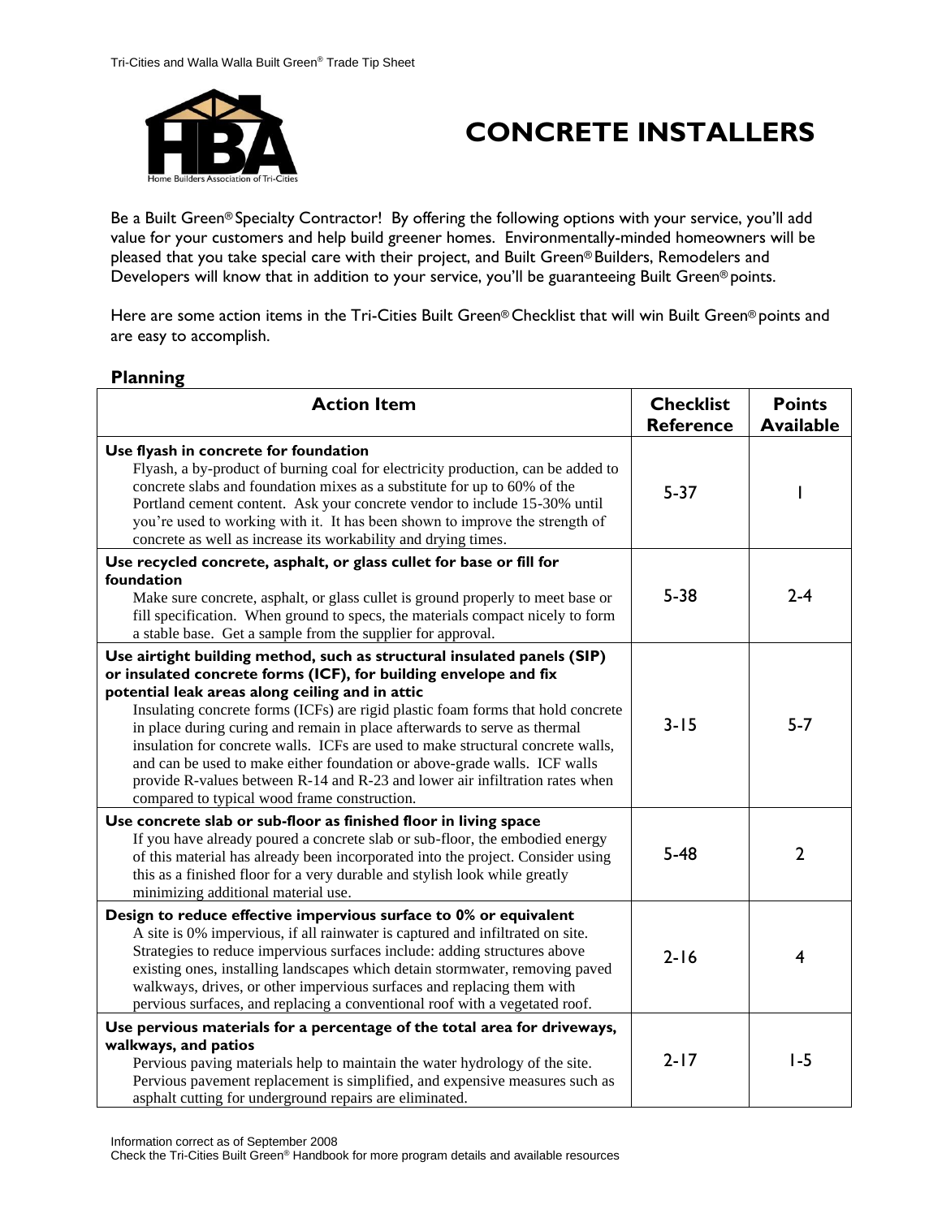# CONCRETE INSTALLERS

Be a Built Green® Specialty Contractor! By offering the following options with your service, you'll add value for your customers and help build greener homes. Environmentally-minded homeowners will be pleased that you take special care with their project, and Built Green® Builders, Remodelers and Developers will know that in addition to your service, you'll be guaranteeing Built Green® points.

Here are some action items in the Tri-Cities Built Green® Checklist that will win Built Green® points and are easy to accomplish.

## Planning

| Action Item | Checklist Reference | Points Available |
|---|---|---|
| **Use flyash in concrete for foundation** Flyash, a by-product of burning coal for electricity production, can be added to concrete slabs and foundation mixes as a substitute for up to 60% of the Portland cement content. Ask your concrete vendor to include 15-30% until you're used to working with it. It has been shown to improve the strength of concrete as well as increase its workability and drying times. | 5-37 | 1 |
| **Use recycled concrete, asphalt, or glass cullet for base or fill for foundation** Make sure concrete, asphalt, or glass cullet is ground properly to meet base or fill specification. When ground to specs, the materials compact nicely to form a stable base. Get a sample from the supplier for approval. | 5-38 | 2-4 |
| **Use airtight building method, such as structural insulated panels (SIP) or insulated concrete forms (ICF), for building envelope and fix potential leak areas along ceiling and in attic** Insulating concrete forms (ICFs) are rigid plastic foam forms that hold concrete in place during curing and remain in place afterwards to serve as thermal insulation for concrete walls. ICFs are used to make structural concrete walls, and can be used to make either foundation or above-grade walls. ICF walls provide R-values between R-14 and R-23 and lower air infiltration rates when compared to typical wood frame construction. | 3-15 | 5-7 |
| **Use concrete slab or sub-floor as finished floor in living space** If you have already poured a concrete slab or sub-floor, the embodied energy of this material has already been incorporated into the project. Consider using this as a finished floor for a very durable and stylish look while greatly minimizing additional material use. | 5-48 | 2 |
| **Design to reduce effective impervious surface to 0% or equivalent** A site is 0% impervious, if all rainwater is captured and infiltrated on site. Strategies to reduce impervious surfaces include: adding structures above existing ones, installing landscapes which detain stormwater, removing paved walkways, drives, or other impervious surfaces and replacing them with pervious surfaces, and replacing a conventional roof with a vegetated roof. | 2-16 | 4 |
| **Use pervious materials for a percentage of the total area for driveways, walkways, and patios** Pervious paving materials help to maintain the water hydrology of the site. Pervious pavement replacement is simplified, and expensive measures such as asphalt cutting for underground repairs are eliminated. | 2-17 | 1-5 |

Information correct as of September 2008
Check the Tri-Cities Built Green® Handbook for more program details and available resources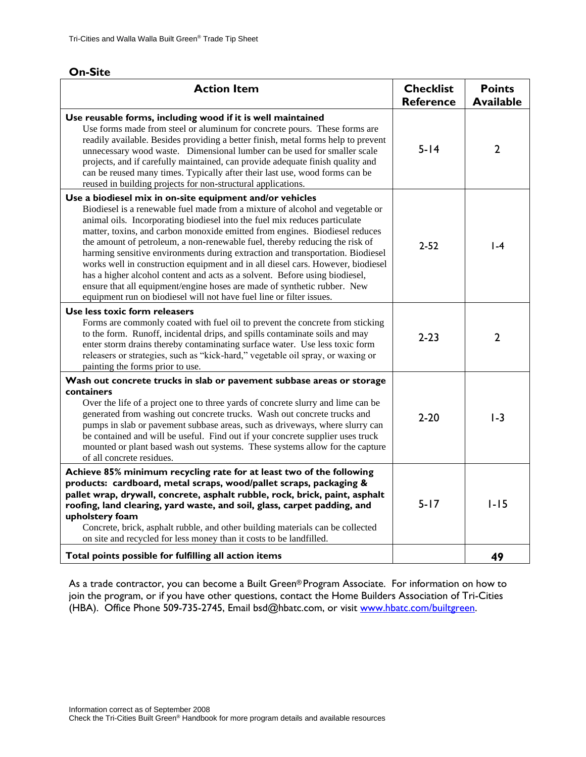## On-Site

| Action Item | Checklist Reference | Points Available |
|---|---|---|
| **Use reusable forms, including wood if it is well maintained** Use forms made from steel or aluminum for concrete pours. These forms are readily available. Besides providing a better finish, metal forms help to prevent unnecessary wood waste. Dimensional lumber can be used for smaller scale projects, and if carefully maintained, can provide adequate finish quality and can be reused many times. Typically after their last use, wood forms can be reused in building projects for non-structural applications. | 5-14 | 2 |
| **Use a biodiesel mix in on-site equipment and/or vehicles** Biodiesel is a renewable fuel made from a mixture of alcohol and vegetable or animal oils. Incorporating biodiesel into the fuel mix reduces particulate matter, toxins, and carbon monoxide emitted from engines. Biodiesel reduces the amount of petroleum, a non-renewable fuel, thereby reducing the risk of harming sensitive environments during extraction and transportation. Biodiesel works well in construction equipment and in all diesel cars. However, biodiesel has a higher alcohol content and acts as a solvent. Before using biodiesel, ensure that all equipment/engine hoses are made of synthetic rubber. New equipment run on biodiesel will not have fuel line or filter issues. | 2-52 | 1-4 |
| **Use less toxic form releasers** Forms are commonly coated with fuel oil to prevent the concrete from sticking to the form. Runoff, incidental drips, and spills contaminate soils and may enter storm drains thereby contaminating surface water. Use less toxic form releasers or strategies, such as "kick-hard," vegetable oil spray, or waxing or painting the forms prior to use. | 2-23 | 2 |
| **Wash out concrete trucks in slab or pavement subbase areas or storage containers** Over the life of a project one to three yards of concrete slurry and lime can be generated from washing out concrete trucks. Wash out concrete trucks and pumps in slab or pavement subbase areas, such as driveways, where slurry can be contained and will be useful. Find out if your concrete supplier uses truck mounted or plant based wash out systems. These systems allow for the capture of all concrete residues. | 2-20 | 1-3 |
| **Achieve 85% minimum recycling rate for at least two of the following products: cardboard, metal scraps, wood/pallet scraps, packaging & pallet wrap, drywall, concrete, asphalt rubble, rock, brick, paint, asphalt roofing, land clearing, yard waste, and soil, glass, carpet padding, and upholstery foam** Concrete, brick, asphalt rubble, and other building materials can be collected on site and recycled for less money than it costs to be landfilled. | 5-17 | 1-15 |
| **Total points possible for fulfilling all action items** | | **49** |

As a trade contractor, you can become a Built Green® Program Associate. For information on how to join the program, or if you have other questions, contact the Home Builders Association of Tri-Cities (HBA). Office Phone 509-735-2745, Email bsd@hbatc.com, or visit [www.hbatc.com/builtgreen](http://www.hbatc.com/builtgreen).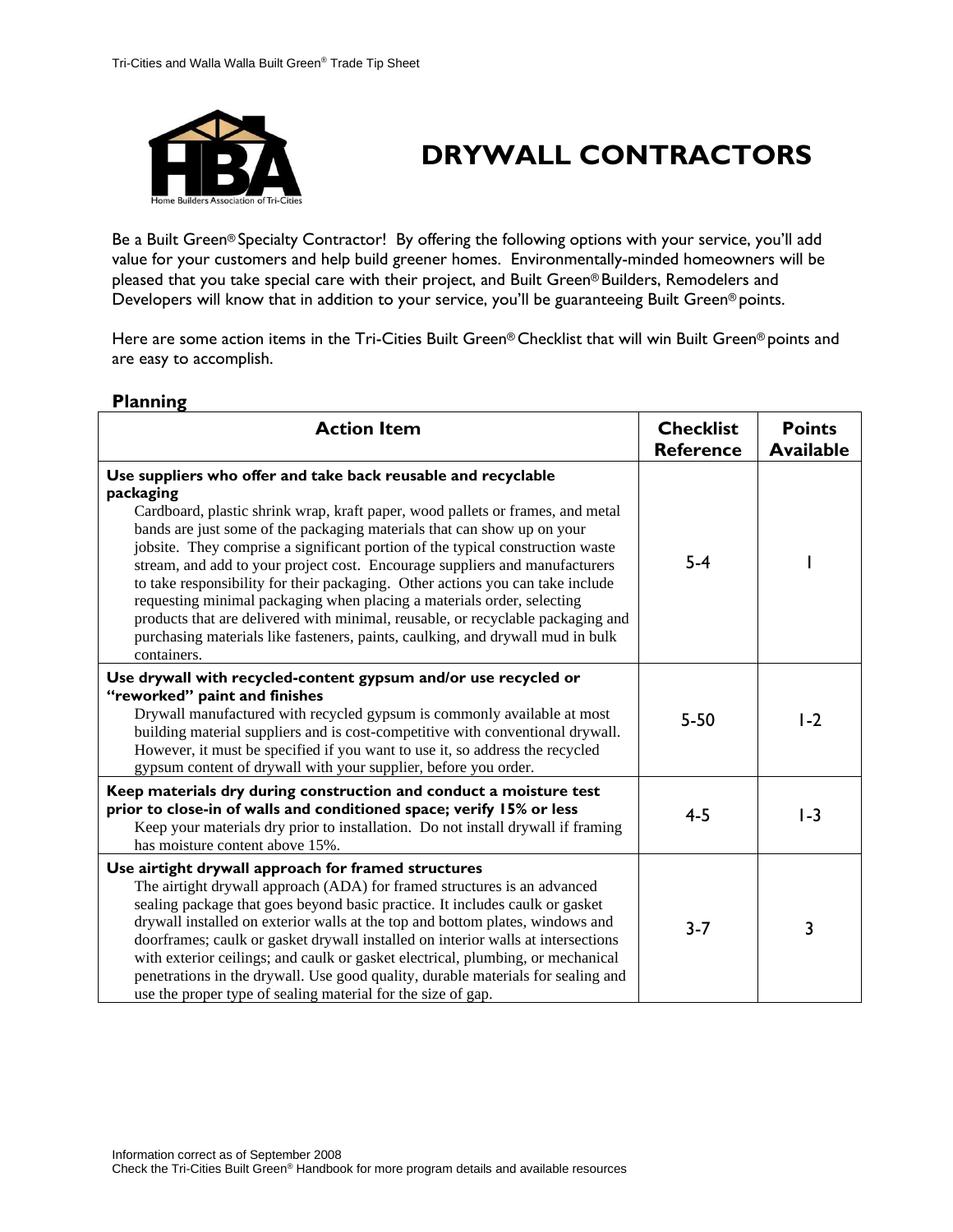# DRYWALL CONTRACTORS

Be a Built Green® Specialty Contractor! By offering the following options with your service, you'll add value for your customers and help build greener homes. Environmentally-minded homeowners will be pleased that you take special care with their project, and Built Green® Builders, Remodelers and Developers will know that in addition to your service, you'll be guaranteeing Built Green® points.

Here are some action items in the Tri-Cities Built Green® Checklist that will win Built Green® points and are easy to accomplish.

## Planning

| Action Item | Checklist Reference | Points Available |
|---|---|---|
| **Use suppliers who offer and take back reusable and recyclable packaging** Cardboard, plastic shrink wrap, kraft paper, wood pallets or frames, and metal bands are just some of the packaging materials that can show up on your jobsite. They comprise a significant portion of the typical construction waste stream, and add to your project cost. Encourage suppliers and manufacturers to take responsibility for their packaging. Other actions you can take include requesting minimal packaging when placing a materials order, selecting products that are delivered with minimal, reusable, or recyclable packaging and purchasing materials like fasteners, paints, caulking, and drywall mud in bulk containers. | 5-4 | 1 |
| **Use drywall with recycled-content gypsum and/or use recycled or "reworked" paint and finishes** Drywall manufactured with recycled gypsum is commonly available at most building material suppliers and is cost-competitive with conventional drywall. However, it must be specified if you want to use it, so address the recycled gypsum content of drywall with your supplier, before you order. | 5-50 | 1-2 |
| **Keep materials dry during construction and conduct a moisture test prior to close-in of walls and conditioned space; verify 15% or less** Keep your materials dry prior to installation. Do not install drywall if framing has moisture content above 15%. | 4-5 | 1-3 |
| **Use airtight drywall approach for framed structures** The airtight drywall approach (ADA) for framed structures is an advanced sealing package that goes beyond basic practice. It includes caulk or gasket drywall installed on exterior walls at the top and bottom plates, windows and doorframes; caulk or gasket drywall installed on interior walls at intersections with exterior ceilings; and caulk or gasket electrical, plumbing, or mechanical penetrations in the drywall. Use good quality, durable materials for sealing and use the proper type of sealing material for the size of gap. | 3-7 | 3 |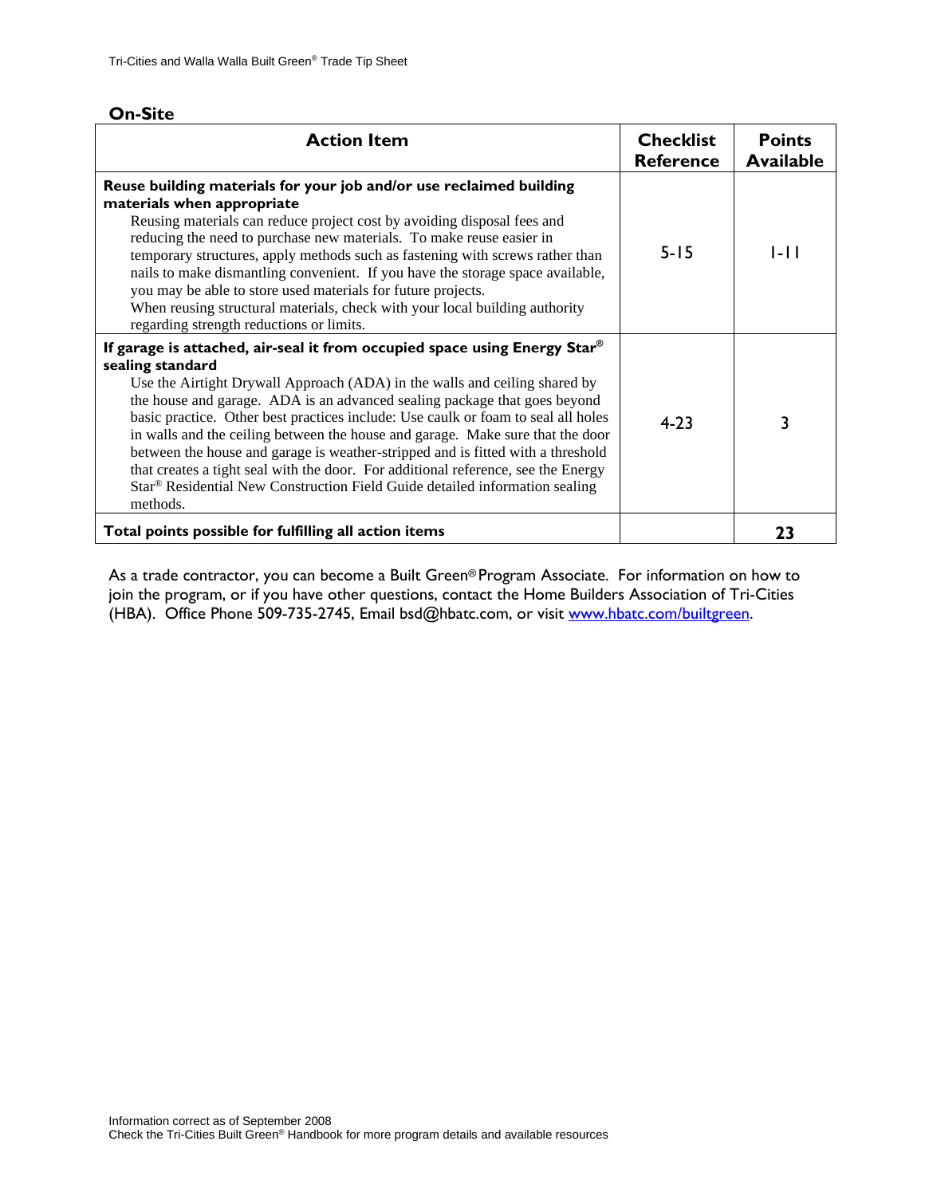## On-Site

| Action Item | Checklist Reference | Points Available |
|---|---|---|
| **Reuse building materials for your job and/or use reclaimed building materials when appropriate** Reusing materials can reduce project cost by avoiding disposal fees and reducing the need to purchase new materials. To make reuse easier in temporary structures, apply methods such as fastening with screws rather than nails to make dismantling convenient. If you have the storage space available, you may be able to store used materials for future projects. When reusing structural materials, check with your local building authority regarding strength reductions or limits. | 5-15 | 1-11 |
| **If garage is attached, air-seal it from occupied space using Energy Star® sealing standard** Use the Airtight Drywall Approach (ADA) in the walls and ceiling shared by the house and garage. ADA is an advanced sealing package that goes beyond basic practice. Other best practices include: Use caulk or foam to seal all holes in walls and the ceiling between the house and garage. Make sure that the door between the house and garage is weather-stripped and is fitted with a threshold that creates a tight seal with the door. For additional reference, see the Energy Star® Residential New Construction Field Guide detailed information sealing methods. | 4-23 | 3 |
| **Total points possible for fulfilling all action items** | | **23** |

As a trade contractor, you can become a Built Green® Program Associate. For information on how to join the program, or if you have other questions, contact the Home Builders Association of Tri-Cities (HBA). Office Phone 509-735-2745, Email bsd@hbatc.com, or visit www.hbatc.com/builtgreen.

Information correct as of September 2008
Check the Tri-Cities Built Green® Handbook for more program details and available resources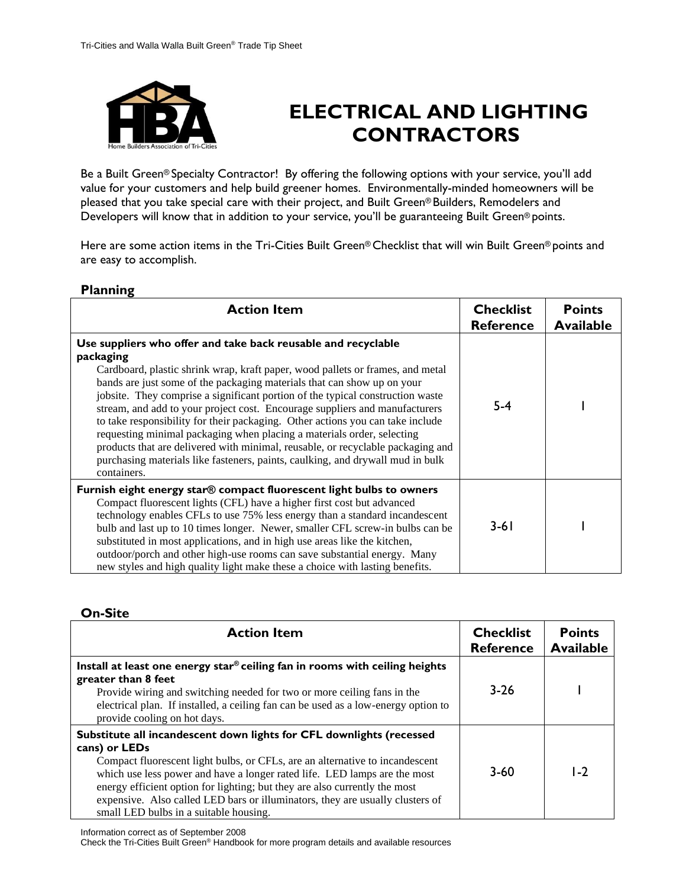# ELECTRICAL AND LIGHTING CONTRACTORS

Be a Built Green® Specialty Contractor! By offering the following options with your service, you'll add value for your customers and help build greener homes. Environmentally-minded homeowners will be pleased that you take special care with their project, and Built Green® Builders, Remodelers and Developers will know that in addition to your service, you'll be guaranteeing Built Green® points.

Here are some action items in the Tri-Cities Built Green® Checklist that will win Built Green® points and are easy to accomplish.

## Planning

| Action Item | Checklist Reference | Points Available |
|---|---|---|
| **Use suppliers who offer and take back reusable and recyclable packaging** Cardboard, plastic shrink wrap, kraft paper, wood pallets or frames, and metal bands are just some of the packaging materials that can show up on your jobsite. They comprise a significant portion of the typical construction waste stream, and add to your project cost. Encourage suppliers and manufacturers to take responsibility for their packaging. Other actions you can take include requesting minimal packaging when placing a materials order, selecting products that are delivered with minimal, reusable, or recyclable packaging and purchasing materials like fasteners, paints, caulking, and drywall mud in bulk containers. | 5-4 | 1 |
| **Furnish eight energy star® compact fluorescent light bulbs to owners** Compact fluorescent lights (CFL) have a higher first cost but advanced technology enables CFLs to use 75% less energy than a standard incandescent bulb and last up to 10 times longer. Newer, smaller CFL screw-in bulbs can be substituted in most applications, and in high use areas like the kitchen, outdoor/porch and other high-use rooms can save substantial energy. Many new styles and high quality light make these a choice with lasting benefits. | 3-61 | 1 |

## On-Site

| Action Item | Checklist Reference | Points Available |
|---|---|---|
| **Install at least one energy star® ceiling fan in rooms with ceiling heights greater than 8 feet** Provide wiring and switching needed for two or more ceiling fans in the electrical plan. If installed, a ceiling fan can be used as a low-energy option to provide cooling on hot days. | 3-26 | 1 |
| **Substitute all incandescent down lights for CFL downlights (recessed cans) or LEDs** Compact fluorescent light bulbs, or CFLs, are an alternative to incandescent which use less power and have a longer rated life. LED lamps are the most energy efficient option for lighting; but they are also currently the most expensive. Also called LED bars or illuminators, they are usually clusters of small LED bulbs in a suitable housing. | 3-60 | 1-2 |

Information correct as of September 2008
Check the Tri-Cities Built Green® Handbook for more program details and available resources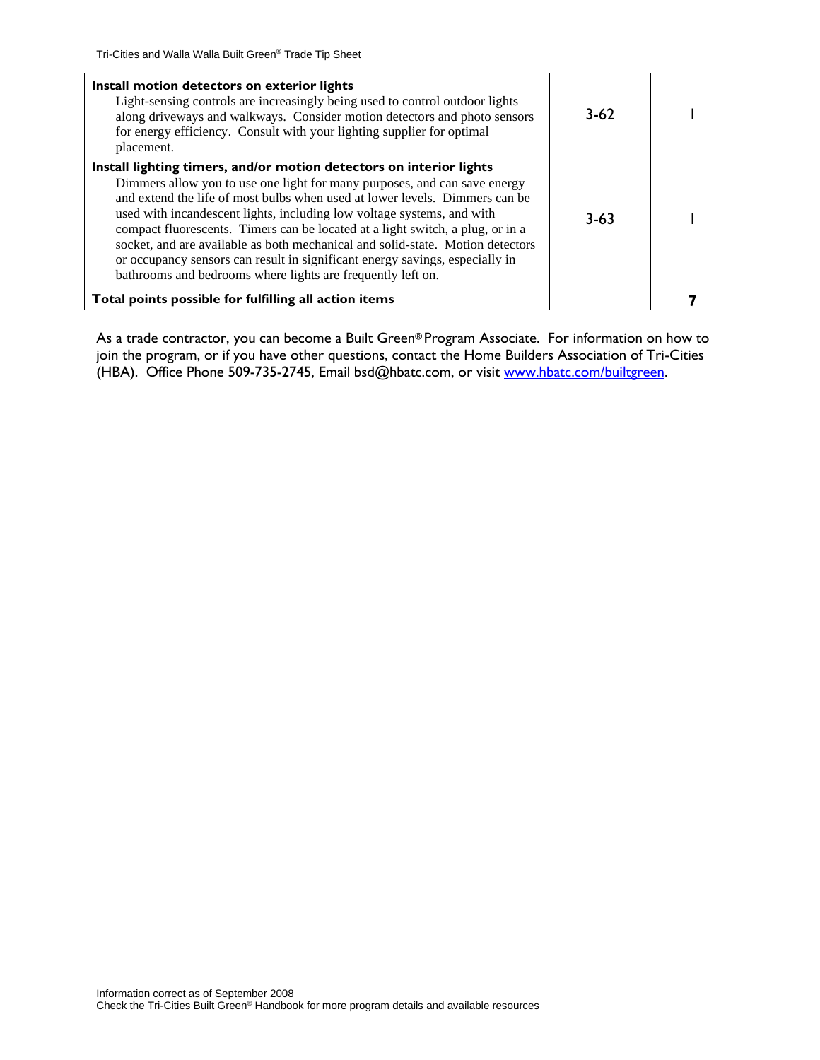| | | |
|---|---|---|
| **Install motion detectors on exterior lights**<br>Light-sensing controls are increasingly being used to control outdoor lights along driveways and walkways. Consider motion detectors and photo sensors for energy efficiency. Consult with your lighting supplier for optimal placement. | 3-62 | 1 |
| **Install lighting timers, and/or motion detectors on interior lights**<br>Dimmers allow you to use one light for many purposes, and can save energy and extend the life of most bulbs when used at lower levels. Dimmers can be used with incandescent lights, including low voltage systems, and with compact fluorescents. Timers can be located at a light switch, a plug, or in a socket, and are available as both mechanical and solid-state. Motion detectors or occupancy sensors can result in significant energy savings, especially in bathrooms and bedrooms where lights are frequently left on. | 3-63 | 1 |
| **Total points possible for fulfilling all action items** | | **7** |

As a trade contractor, you can become a Built Green® Program Associate. For information on how to join the program, or if you have other questions, contact the Home Builders Association of Tri-Cities (HBA). Office Phone 509-735-2745, Email bsd@hbatc.com, or visit www.hbatc.com/builtgreen.

Information correct as of September 2008
Check the Tri-Cities Built Green® Handbook for more program details and available resources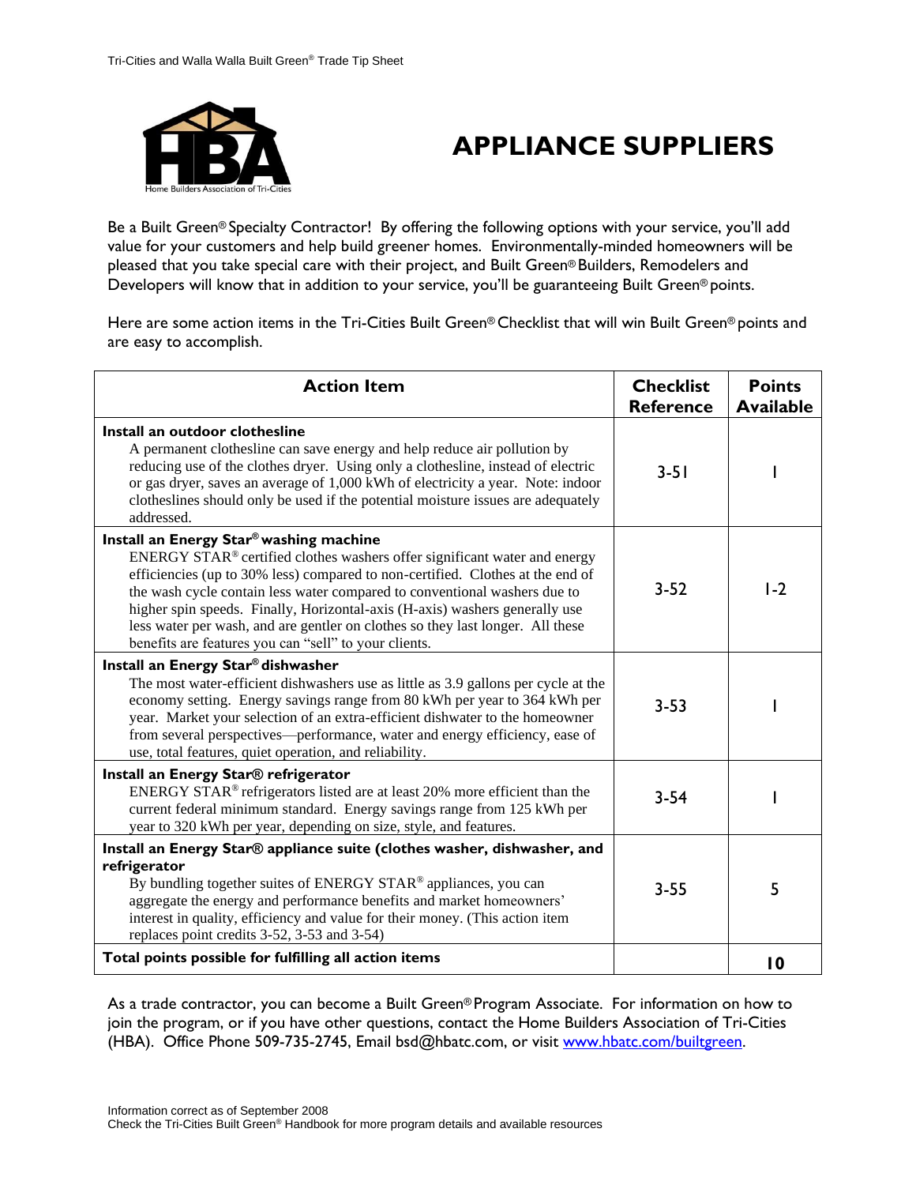# APPLIANCE SUPPLIERS

Be a Built Green® Specialty Contractor! By offering the following options with your service, you'll add value for your customers and help build greener homes. Environmentally-minded homeowners will be pleased that you take special care with their project, and Built Green® Builders, Remodelers and Developers will know that in addition to your service, you'll be guaranteeing Built Green® points.

Here are some action items in the Tri-Cities Built Green® Checklist that will win Built Green® points and are easy to accomplish.

| Action Item | Checklist Reference | Points Available |
|---|---|---|
| **Install an outdoor clothesline**<br>A permanent clothesline can save energy and help reduce air pollution by reducing use of the clothes dryer. Using only a clothesline, instead of electric or gas dryer, saves an average of 1,000 kWh of electricity a year. Note: indoor clotheslines should only be used if the potential moisture issues are adequately addressed. | 3-51 | 1 |
| **Install an Energy Star® washing machine**<br>ENERGY STAR® certified clothes washers offer significant water and energy efficiencies (up to 30% less) compared to non-certified. Clothes at the end of the wash cycle contain less water compared to conventional washers due to higher spin speeds. Finally, Horizontal-axis (H-axis) washers generally use less water per wash, and are gentler on clothes so they last longer. All these benefits are features you can "sell" to your clients. | 3-52 | 1-2 |
| **Install an Energy Star® dishwasher**<br>The most water-efficient dishwashers use as little as 3.9 gallons per cycle at the economy setting. Energy savings range from 80 kWh per year to 364 kWh per year. Market your selection of an extra-efficient dishwater to the homeowner from several perspectives—performance, water and energy efficiency, ease of use, total features, quiet operation, and reliability. | 3-53 | 1 |
| **Install an Energy Star® refrigerator**<br>ENERGY STAR® refrigerators listed are at least 20% more efficient than the current federal minimum standard. Energy savings range from 125 kWh per year to 320 kWh per year, depending on size, style, and features. | 3-54 | 1 |
| **Install an Energy Star® appliance suite (clothes washer, dishwasher, and refrigerator**<br>By bundling together suites of ENERGY STAR® appliances, you can aggregate the energy and performance benefits and market homeowners' interest in quality, efficiency and value for their money. (This action item replaces point credits 3-52, 3-53 and 3-54) | 3-55 | 5 |
| **Total points possible for fulfilling all action items** | | **10** |

As a trade contractor, you can become a Built Green® Program Associate. For information on how to join the program, or if you have other questions, contact the Home Builders Association of Tri-Cities (HBA). Office Phone 509-735-2745, Email bsd@hbatc.com, or visit [www.hbatc.com/builtgreen](www.hbatc.com/builtgreen).

Information correct as of September 2008
Check the Tri-Cities Built Green® Handbook for more program details and available resources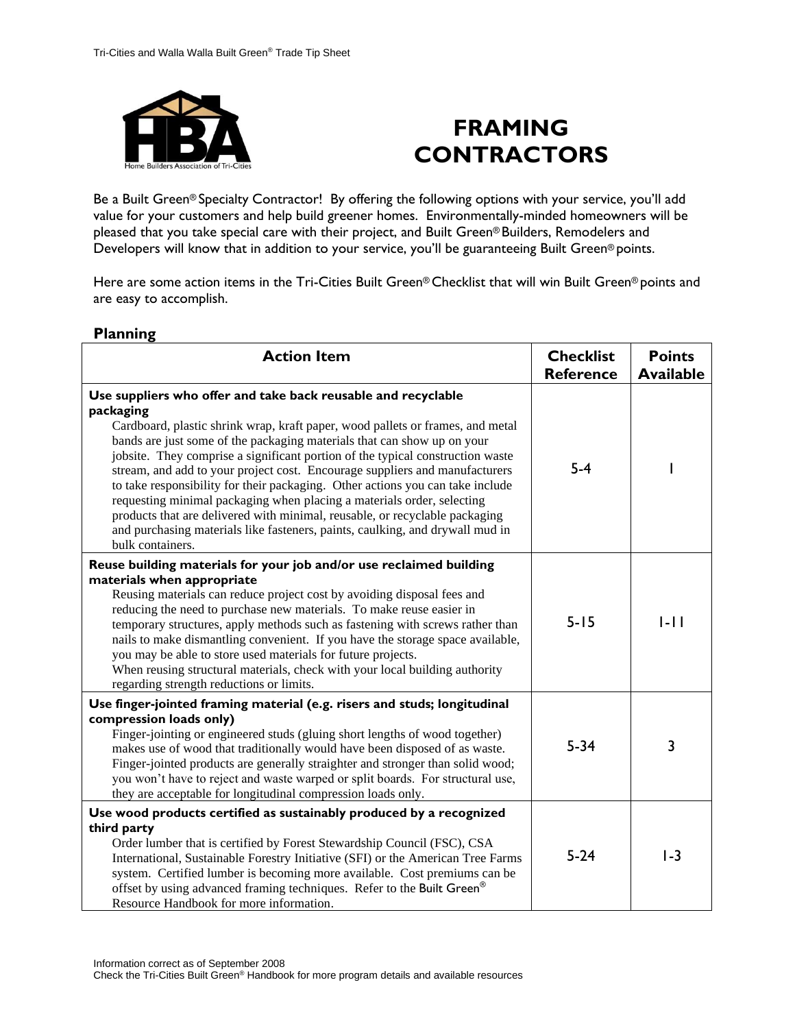# FRAMING CONTRACTORS

Be a Built Green® Specialty Contractor! By offering the following options with your service, you'll add value for your customers and help build greener homes. Environmentally-minded homeowners will be pleased that you take special care with their project, and Built Green® Builders, Remodelers and Developers will know that in addition to your service, you'll be guaranteeing Built Green® points.

Here are some action items in the Tri-Cities Built Green® Checklist that will win Built Green® points and are easy to accomplish.

## Planning

| Action Item | Checklist Reference | Points Available |
|---|---|---|
| **Use suppliers who offer and take back reusable and recyclable packaging** Cardboard, plastic shrink wrap, kraft paper, wood pallets or frames, and metal bands are just some of the packaging materials that can show up on your jobsite. They comprise a significant portion of the typical construction waste stream, and add to your project cost. Encourage suppliers and manufacturers to take responsibility for their packaging. Other actions you can take include requesting minimal packaging when placing a materials order, selecting products that are delivered with minimal, reusable, or recyclable packaging and purchasing materials like fasteners, paints, caulking, and drywall mud in bulk containers. | 5-4 | 1 |
| **Reuse building materials for your job and/or use reclaimed building materials when appropriate** Reusing materials can reduce project cost by avoiding disposal fees and reducing the need to purchase new materials. To make reuse easier in temporary structures, apply methods such as fastening with screws rather than nails to make dismantling convenient. If you have the storage space available, you may be able to store used materials for future projects. When reusing structural materials, check with your local building authority regarding strength reductions or limits. | 5-15 | 1-11 |
| **Use finger-jointed framing material (e.g. risers and studs; longitudinal compression loads only)** Finger-jointing or engineered studs (gluing short lengths of wood together) makes use of wood that traditionally would have been disposed of as waste. Finger-jointed products are generally straighter and stronger than solid wood; you won't have to reject and waste warped or split boards. For structural use, they are acceptable for longitudinal compression loads only. | 5-34 | 3 |
| **Use wood products certified as sustainably produced by a recognized third party** Order lumber that is certified by Forest Stewardship Council (FSC), CSA International, Sustainable Forestry Initiative (SFI) or the American Tree Farms system. Certified lumber is becoming more available. Cost premiums can be offset by using advanced framing techniques. Refer to the Built Green® Resource Handbook for more information. | 5-24 | 1-3 |

Information correct as of September 2008
Check the Tri-Cities Built Green® Handbook for more program details and available resources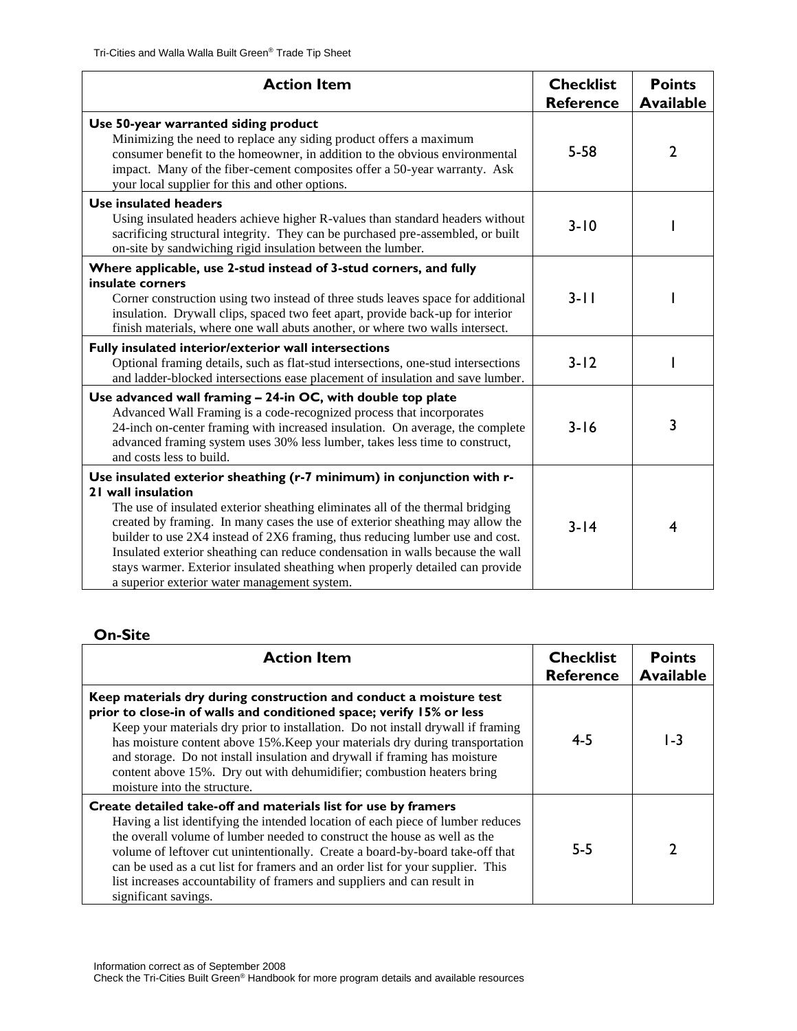| Action Item | Checklist Reference | Points Available |
|---|---|---|
| **Use 50-year warranted siding product** Minimizing the need to replace any siding product offers a maximum consumer benefit to the homeowner, in addition to the obvious environmental impact. Many of the fiber-cement composites offer a 50-year warranty. Ask your local supplier for this and other options. | 5-58 | 2 |
| **Use insulated headers** Using insulated headers achieve higher R-values than standard headers without sacrificing structural integrity. They can be purchased pre-assembled, or built on-site by sandwiching rigid insulation between the lumber. | 3-10 | 1 |
| **Where applicable, use 2-stud instead of 3-stud corners, and fully insulate corners** Corner construction using two instead of three studs leaves space for additional insulation. Drywall clips, spaced two feet apart, provide back-up for interior finish materials, where one wall abuts another, or where two walls intersect. | 3-11 | 1 |
| **Fully insulated interior/exterior wall intersections** Optional framing details, such as flat-stud intersections, one-stud intersections and ladder-blocked intersections ease placement of insulation and save lumber. | 3-12 | 1 |
| **Use advanced wall framing – 24-in OC, with double top plate** Advanced Wall Framing is a code-recognized process that incorporates 24-inch on-center framing with increased insulation. On average, the complete advanced framing system uses 30% less lumber, takes less time to construct, and costs less to build. | 3-16 | 3 |
| **Use insulated exterior sheathing (r-7 minimum) in conjunction with r-21 wall insulation** The use of insulated exterior sheathing eliminates all of the thermal bridging created by framing. In many cases the use of exterior sheathing may allow the builder to use 2X4 instead of 2X6 framing, thus reducing lumber use and cost. Insulated exterior sheathing can reduce condensation in walls because the wall stays warmer. Exterior insulated sheathing when properly detailed can provide a superior exterior water management system. | 3-14 | 4 |

## On-Site

| Action Item | Checklist Reference | Points Available |
|---|---|---|
| **Keep materials dry during construction and conduct a moisture test prior to close-in of walls and conditioned space; verify 15% or less** Keep your materials dry prior to installation. Do not install drywall if framing has moisture content above 15%.Keep your materials dry during transportation and storage. Do not install insulation and drywall if framing has moisture content above 15%. Dry out with dehumidifier; combustion heaters bring moisture into the structure. | 4-5 | 1-3 |
| **Create detailed take-off and materials list for use by framers** Having a list identifying the intended location of each piece of lumber reduces the overall volume of lumber needed to construct the house as well as the volume of leftover cut unintentionally. Create a board-by-board take-off that can be used as a cut list for framers and an order list for your supplier. This list increases accountability of framers and suppliers and can result in significant savings. | 5-5 | 2 |

Information correct as of September 2008
Check the Tri-Cities Built Green® Handbook for more program details and available resources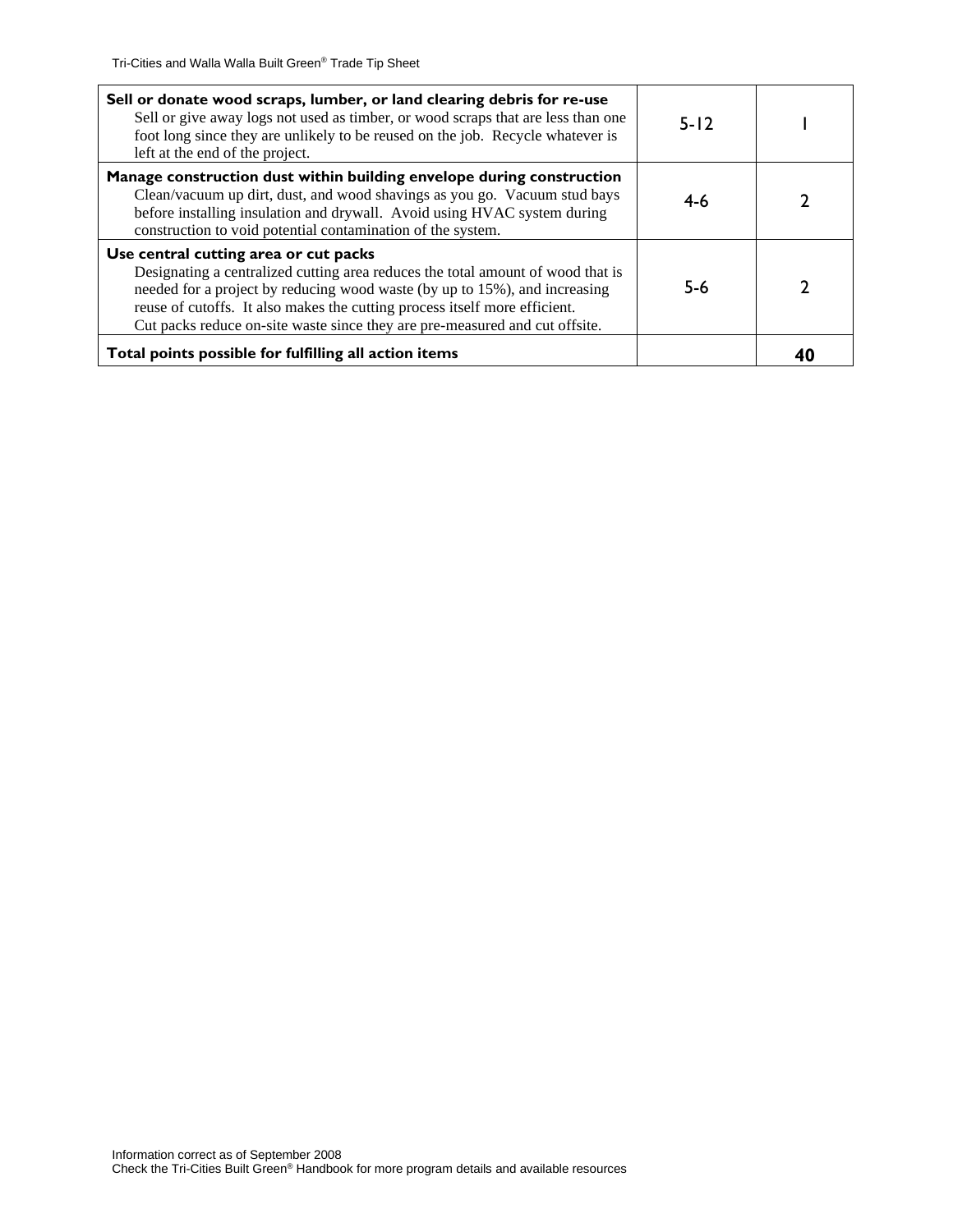| | | |
|---|---|---|
| **Sell or donate wood scraps, lumber, or land clearing debris for re-use**<br>Sell or give away logs not used as timber, or wood scraps that are less than one foot long since they are unlikely to be reused on the job. Recycle whatever is left at the end of the project. | 5-12 | 1 |
| **Manage construction dust within building envelope during construction**<br>Clean/vacuum up dirt, dust, and wood shavings as you go. Vacuum stud bays before installing insulation and drywall. Avoid using HVAC system during construction to void potential contamination of the system. | 4-6 | 2 |
| **Use central cutting area or cut packs**<br>Designating a centralized cutting area reduces the total amount of wood that is needed for a project by reducing wood waste (by up to 15%), and increasing reuse of cutoffs. It also makes the cutting process itself more efficient. Cut packs reduce on-site waste since they are pre-measured and cut offsite. | 5-6 | 2 |
| **Total points possible for fulfilling all action items** | | **40** |

Information correct as of September 2008
Check the Tri-Cities Built Green® Handbook for more program details and available resources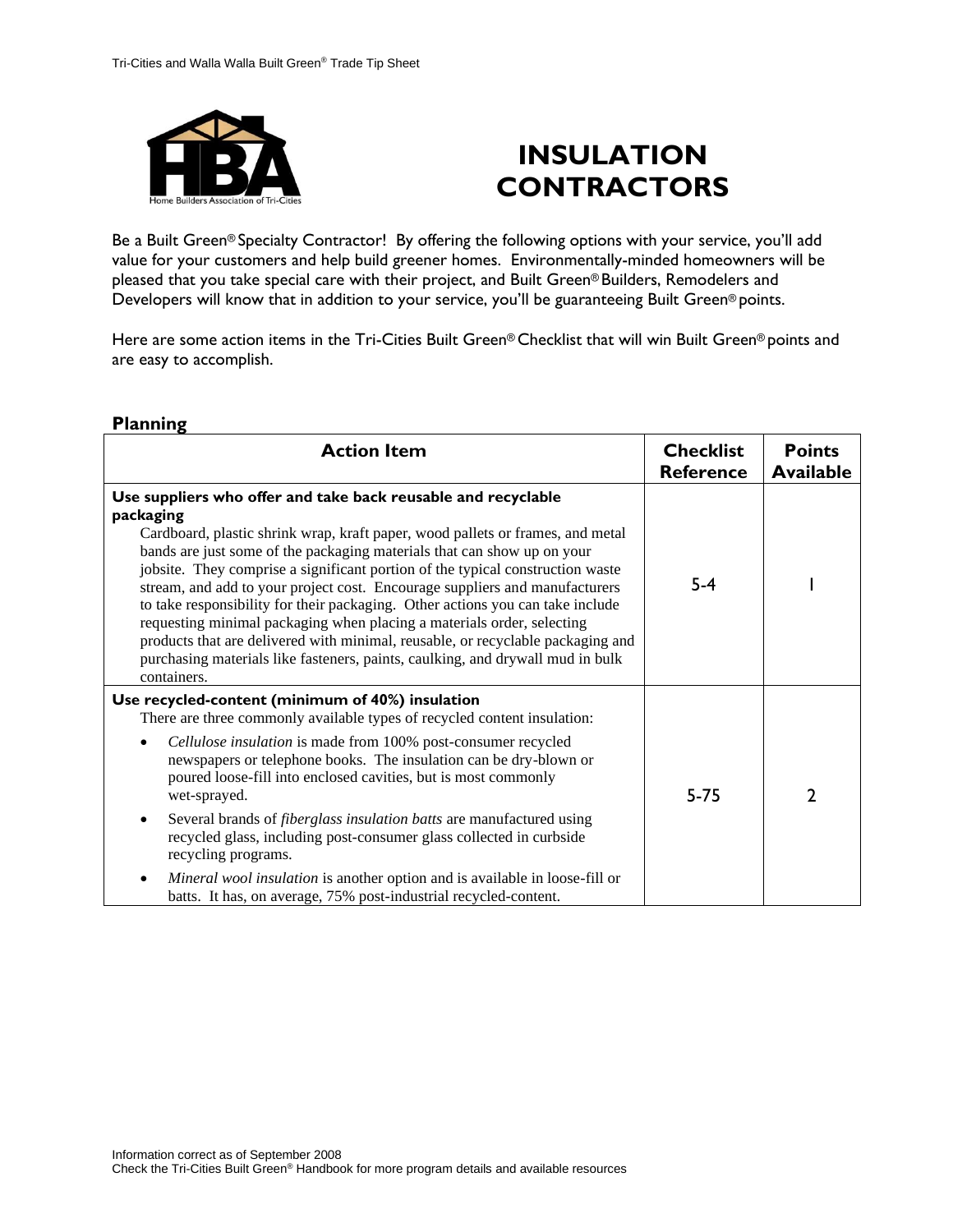# INSULATION CONTRACTORS

Be a Built Green® Specialty Contractor! By offering the following options with your service, you'll add value for your customers and help build greener homes. Environmentally-minded homeowners will be pleased that you take special care with their project, and Built Green® Builders, Remodelers and Developers will know that in addition to your service, you'll be guaranteeing Built Green® points.

Here are some action items in the Tri-Cities Built Green® Checklist that will win Built Green® points and are easy to accomplish.

## Planning

| Action Item | Checklist Reference | Points Available |
|---|---|---|
| **Use suppliers who offer and take back reusable and recyclable packaging**<br>Cardboard, plastic shrink wrap, kraft paper, wood pallets or frames, and metal bands are just some of the packaging materials that can show up on your jobsite. They comprise a significant portion of the typical construction waste stream, and add to your project cost. Encourage suppliers and manufacturers to take responsibility for their packaging. Other actions you can take include requesting minimal packaging when placing a materials order, selecting products that are delivered with minimal, reusable, or recyclable packaging and purchasing materials like fasteners, paints, caulking, and drywall mud in bulk containers. | 5-4 | 1 |
| **Use recycled-content (minimum of 40%) insulation**<br>There are three commonly available types of recycled content insulation:<br>• *Cellulose insulation* is made from 100% post-consumer recycled newspapers or telephone books. The insulation can be dry-blown or poured loose-fill into enclosed cavities, but is most commonly wet-sprayed.<br>• Several brands of *fiberglass insulation batts* are manufactured using recycled glass, including post-consumer glass collected in curbside recycling programs.<br>• *Mineral wool insulation* is another option and is available in loose-fill or batts. It has, on average, 75% post-industrial recycled-content. | 5-75 | 2 |

Information correct as of September 2008
Check the Tri-Cities Built Green® Handbook for more program details and available resources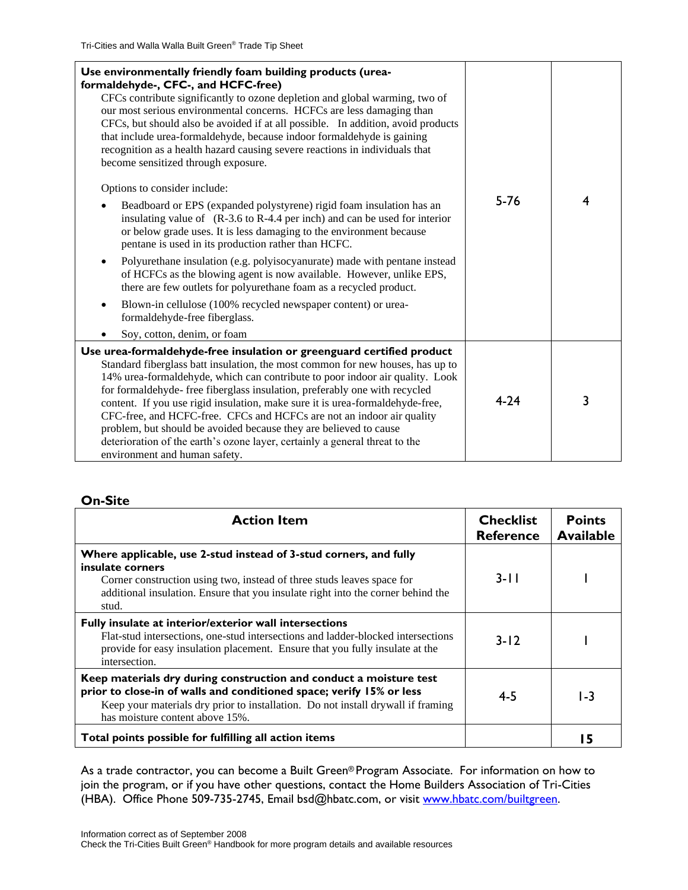| | | |
|---|---|---|
| **Use environmentally friendly foam building products (urea-formaldehyde-, CFC-, and HCFC-free)**<br>CFCs contribute significantly to ozone depletion and global warming, two of our most serious environmental concerns. HCFCs are less damaging than CFCs, but should also be avoided if at all possible. In addition, avoid products that include urea-formaldehyde, because indoor formaldehyde is gaining recognition as a health hazard causing severe reactions in individuals that become sensitized through exposure.<br><br>Options to consider include:<br>• Beadboard or EPS (expanded polystyrene) rigid foam insulation has an insulating value of (R-3.6 to R-4.4 per inch) and can be used for interior or below grade uses. It is less damaging to the environment because pentane is used in its production rather than HCFC.<br>• Polyurethane insulation (e.g. polyisocyanurate) made with pentane instead of HCFCs as the blowing agent is now available. However, unlike EPS, there are few outlets for polyurethane foam as a recycled product.<br>• Blown-in cellulose (100% recycled newspaper content) or urea-formaldehyde-free fiberglass.<br>• Soy, cotton, denim, or foam | 5-76 | 4 |
| **Use urea-formaldehyde-free insulation or greenguard certified product**<br>Standard fiberglass batt insulation, the most common for new houses, has up to 14% urea-formaldehyde, which can contribute to poor indoor air quality. Look for formaldehyde- free fiberglass insulation, preferably one with recycled content. If you use rigid insulation, make sure it is urea-formaldehyde-free, CFC-free, and HCFC-free. CFCs and HCFCs are not an indoor air quality problem, but should be avoided because they are believed to cause deterioration of the earth's ozone layer, certainly a general threat to the environment and human safety. | 4-24 | 3 |

## On-Site

| Action Item | Checklist Reference | Points Available |
|---|---|---|
| **Where applicable, use 2-stud instead of 3-stud corners, and fully insulate corners**<br>Corner construction using two, instead of three studs leaves space for additional insulation. Ensure that you insulate right into the corner behind the stud. | 3-11 | 1 |
| **Fully insulate at interior/exterior wall intersections**<br>Flat-stud intersections, one-stud intersections and ladder-blocked intersections provide for easy insulation placement. Ensure that you fully insulate at the intersection. | 3-12 | 1 |
| **Keep materials dry during construction and conduct a moisture test prior to close-in of walls and conditioned space; verify 15% or less**<br>Keep your materials dry prior to installation. Do not install drywall if framing has moisture content above 15%. | 4-5 | 1-3 |
| **Total points possible for fulfilling all action items** | | **15** |

As a trade contractor, you can become a Built Green® Program Associate. For information on how to join the program, or if you have other questions, contact the Home Builders Association of Tri-Cities (HBA). Office Phone 509-735-2745, Email bsd@hbatc.com, or visit www.hbatc.com/builtgreen.

Information correct as of September 2008
Check the Tri-Cities Built Green® Handbook for more program details and available resources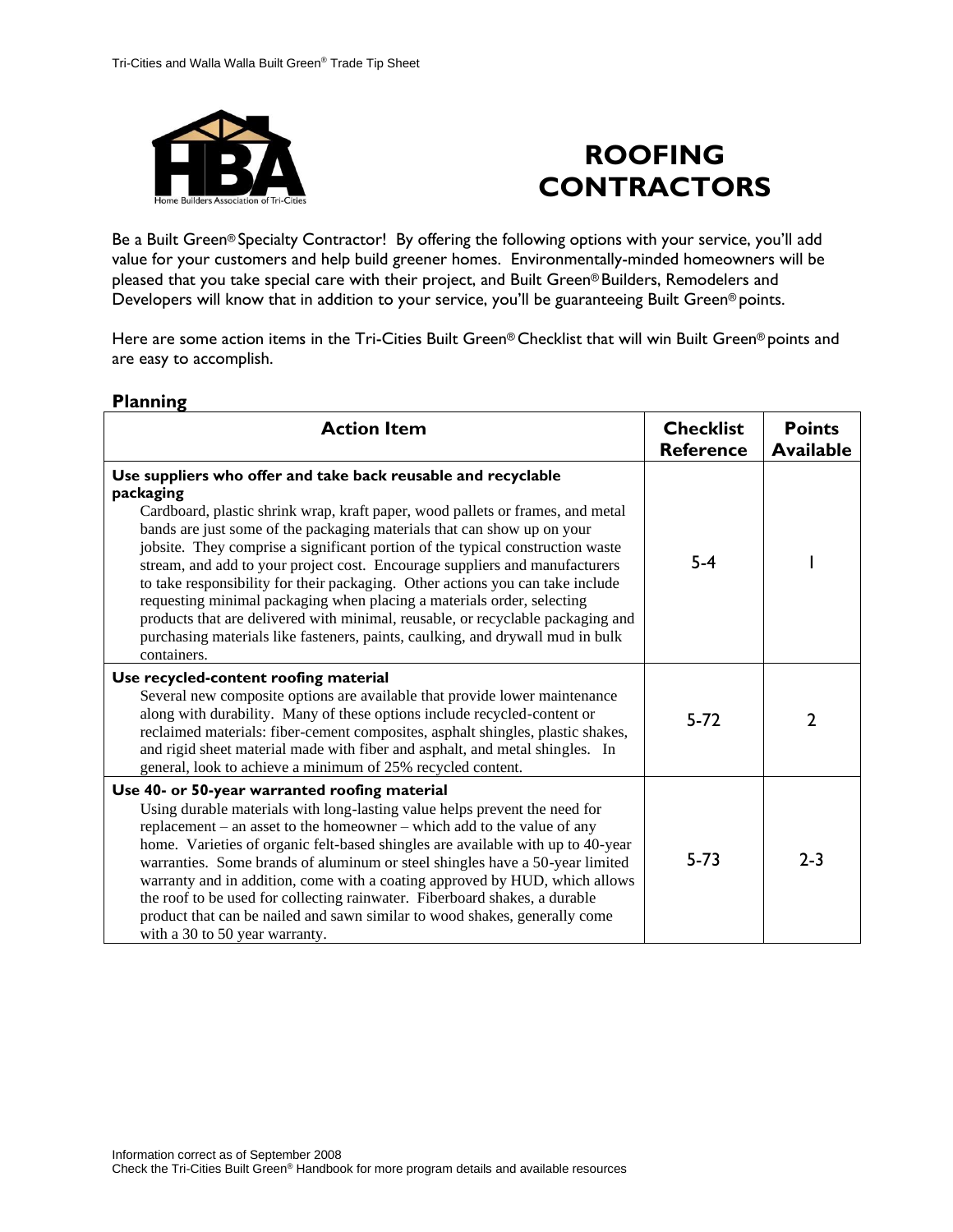# ROOFING CONTRACTORS

Be a Built Green® Specialty Contractor! By offering the following options with your service, you'll add value for your customers and help build greener homes. Environmentally-minded homeowners will be pleased that you take special care with their project, and Built Green® Builders, Remodelers and Developers will know that in addition to your service, you'll be guaranteeing Built Green® points.

Here are some action items in the Tri-Cities Built Green® Checklist that will win Built Green® points and are easy to accomplish.

## Planning

| Action Item | Checklist Reference | Points Available |
|---|---|---|
| **Use suppliers who offer and take back reusable and recyclable packaging** Cardboard, plastic shrink wrap, kraft paper, wood pallets or frames, and metal bands are just some of the packaging materials that can show up on your jobsite. They comprise a significant portion of the typical construction waste stream, and add to your project cost. Encourage suppliers and manufacturers to take responsibility for their packaging. Other actions you can take include requesting minimal packaging when placing a materials order, selecting products that are delivered with minimal, reusable, or recyclable packaging and purchasing materials like fasteners, paints, caulking, and drywall mud in bulk containers. | 5-4 | 1 |
| **Use recycled-content roofing material** Several new composite options are available that provide lower maintenance along with durability. Many of these options include recycled-content or reclaimed materials: fiber-cement composites, asphalt shingles, plastic shakes, and rigid sheet material made with fiber and asphalt, and metal shingles. In general, look to achieve a minimum of 25% recycled content. | 5-72 | 2 |
| **Use 40- or 50-year warranted roofing material** Using durable materials with long-lasting value helps prevent the need for replacement – an asset to the homeowner – which add to the value of any home. Varieties of organic felt-based shingles are available with up to 40-year warranties. Some brands of aluminum or steel shingles have a 50-year limited warranty and in addition, come with a coating approved by HUD, which allows the roof to be used for collecting rainwater. Fiberboard shakes, a durable product that can be nailed and sawn similar to wood shakes, generally come with a 30 to 50 year warranty. | 5-73 | 2-3 |

Information correct as of September 2008
Check the Tri-Cities Built Green® Handbook for more program details and available resources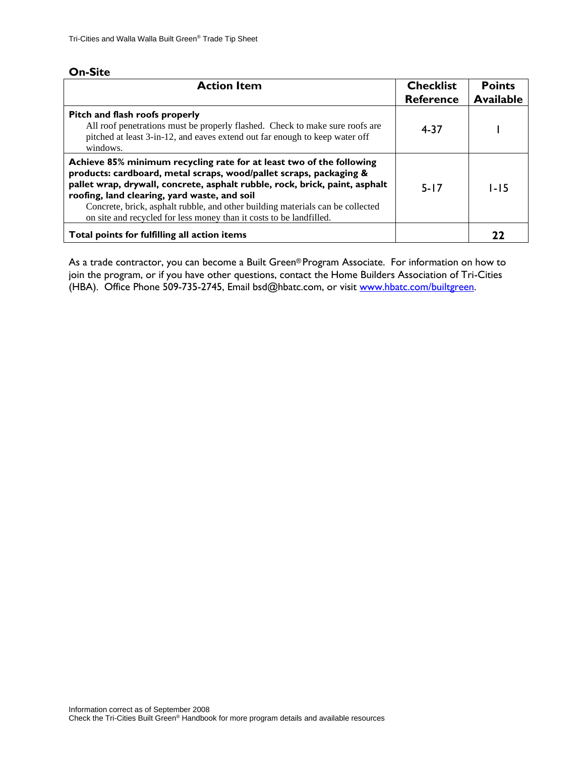## On-Site

| Action Item | Checklist Reference | Points Available |
|---|---|---|
| **Pitch and flash roofs properly**<br>All roof penetrations must be properly flashed. Check to make sure roofs are pitched at least 3-in-12, and eaves extend out far enough to keep water off windows. | 4-37 | 1 |
| **Achieve 85% minimum recycling rate for at least two of the following products: cardboard, metal scraps, wood/pallet scraps, packaging & pallet wrap, drywall, concrete, asphalt rubble, rock, brick, paint, asphalt roofing, land clearing, yard waste, and soil**<br>Concrete, brick, asphalt rubble, and other building materials can be collected on site and recycled for less money than it costs to be landfilled. | 5-17 | 1-15 |
| **Total points for fulfilling all action items** | | **22** |

As a trade contractor, you can become a Built Green® Program Associate. For information on how to join the program, or if you have other questions, contact the Home Builders Association of Tri-Cities (HBA). Office Phone 509-735-2745, Email bsd@hbatc.com, or visit [www.hbatc.com/builtgreen](http://www.hbatc.com/builtgreen).

Information correct as of September 2008
Check the Tri-Cities Built Green® Handbook for more program details and available resources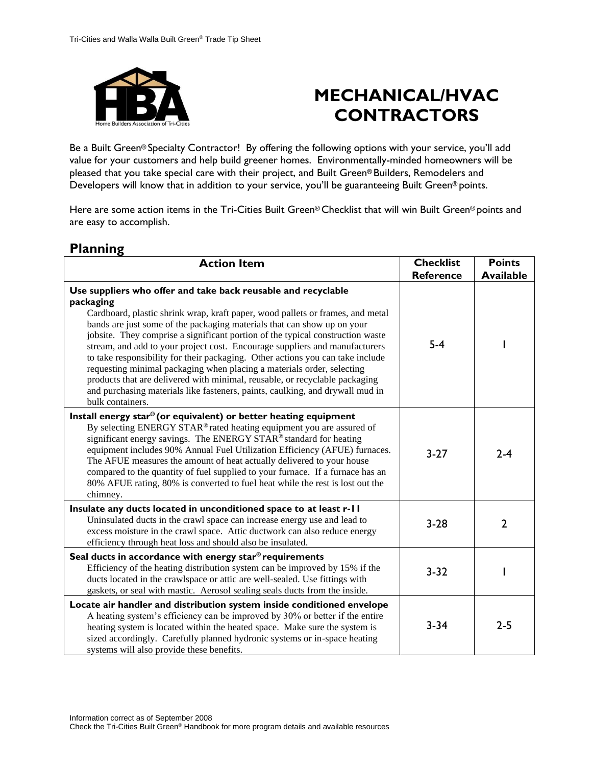# MECHANICAL/HVAC CONTRACTORS

Be a Built Green® Specialty Contractor! By offering the following options with your service, you'll add value for your customers and help build greener homes. Environmentally-minded homeowners will be pleased that you take special care with their project, and Built Green® Builders, Remodelers and Developers will know that in addition to your service, you'll be guaranteeing Built Green® points.

Here are some action items in the Tri-Cities Built Green® Checklist that will win Built Green® points and are easy to accomplish.

## Planning

| Action Item | Checklist Reference | Points Available |
|---|---|---|
| **Use suppliers who offer and take back reusable and recyclable packaging** Cardboard, plastic shrink wrap, kraft paper, wood pallets or frames, and metal bands are just some of the packaging materials that can show up on your jobsite. They comprise a significant portion of the typical construction waste stream, and add to your project cost. Encourage suppliers and manufacturers to take responsibility for their packaging. Other actions you can take include requesting minimal packaging when placing a materials order, selecting products that are delivered with minimal, reusable, or recyclable packaging and purchasing materials like fasteners, paints, caulking, and drywall mud in bulk containers. | 5-4 | 1 |
| **Install energy star® (or equivalent) or better heating equipment** By selecting ENERGY STAR® rated heating equipment you are assured of significant energy savings. The ENERGY STAR® standard for heating equipment includes 90% Annual Fuel Utilization Efficiency (AFUE) furnaces. The AFUE measures the amount of heat actually delivered to your house compared to the quantity of fuel supplied to your furnace. If a furnace has an 80% AFUE rating, 80% is converted to fuel heat while the rest is lost out the chimney. | 3-27 | 2-4 |
| **Insulate any ducts located in unconditioned space to at least r-11** Uninsulated ducts in the crawl space can increase energy use and lead to excess moisture in the crawl space. Attic ductwork can also reduce energy efficiency through heat loss and should also be insulated. | 3-28 | 2 |
| **Seal ducts in accordance with energy star® requirements** Efficiency of the heating distribution system can be improved by 15% if the ducts located in the crawlspace or attic are well-sealed. Use fittings with gaskets, or seal with mastic. Aerosol sealing seals ducts from the inside. | 3-32 | 1 |
| **Locate air handler and distribution system inside conditioned envelope** A heating system's efficiency can be improved by 30% or better if the entire heating system is located within the heated space. Make sure the system is sized accordingly. Carefully planned hydronic systems or in-space heating systems will also provide these benefits. | 3-34 | 2-5 |

Information correct as of September 2008
Check the Tri-Cities Built Green® Handbook for more program details and available resources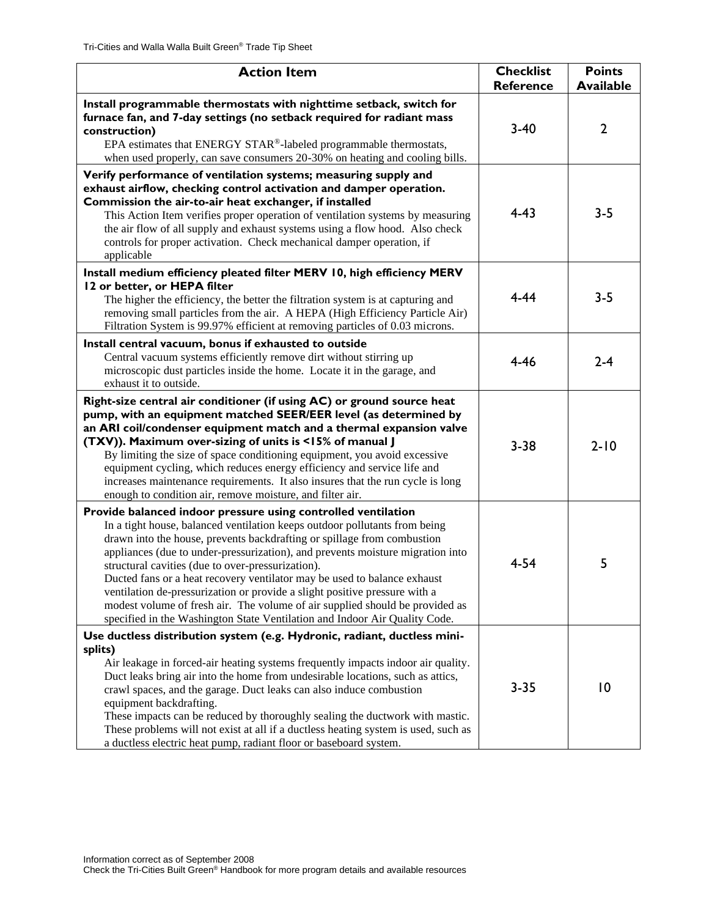| Action Item | Checklist Reference | Points Available |
|---|---|---|
| **Install programmable thermostats with nighttime setback, switch for furnace fan, and 7-day settings (no setback required for radiant mass construction)**<br>EPA estimates that ENERGY STAR®-labeled programmable thermostats, when used properly, can save consumers 20-30% on heating and cooling bills. | 3-40 | 2 |
| **Verify performance of ventilation systems; measuring supply and exhaust airflow, checking control activation and damper operation. Commission the air-to-air heat exchanger, if installed**<br>This Action Item verifies proper operation of ventilation systems by measuring the air flow of all supply and exhaust systems using a flow hood. Also check controls for proper activation. Check mechanical damper operation, if applicable | 4-43 | 3-5 |
| **Install medium efficiency pleated filter MERV 10, high efficiency MERV 12 or better, or HEPA filter**<br>The higher the efficiency, the better the filtration system is at capturing and removing small particles from the air. A HEPA (High Efficiency Particle Air) Filtration System is 99.97% efficient at removing particles of 0.03 microns. | 4-44 | 3-5 |
| **Install central vacuum, bonus if exhausted to outside**<br>Central vacuum systems efficiently remove dirt without stirring up microscopic dust particles inside the home. Locate it in the garage, and exhaust it to outside. | 4-46 | 2-4 |
| **Right-size central air conditioner (if using AC) or ground source heat pump, with an equipment matched SEER/EER level (as determined by an ARI coil/condenser equipment match and a thermal expansion valve (TXV)). Maximum over-sizing of units is <15% of manual J**<br>By limiting the size of space conditioning equipment, you avoid excessive equipment cycling, which reduces energy efficiency and service life and increases maintenance requirements. It also insures that the run cycle is long enough to condition air, remove moisture, and filter air. | 3-38 | 2-10 |
| **Provide balanced indoor pressure using controlled ventilation**<br>In a tight house, balanced ventilation keeps outdoor pollutants from being drawn into the house, prevents backdrafting or spillage from combustion appliances (due to under-pressurization), and prevents moisture migration into structural cavities (due to over-pressurization).<br>Ducted fans or a heat recovery ventilator may be used to balance exhaust ventilation de-pressurization or provide a slight positive pressure with a modest volume of fresh air. The volume of air supplied should be provided as specified in the Washington State Ventilation and Indoor Air Quality Code. | 4-54 | 5 |
| **Use ductless distribution system (e.g. Hydronic, radiant, ductless mini-splits)**<br>Air leakage in forced-air heating systems frequently impacts indoor air quality. Duct leaks bring air into the home from undesirable locations, such as attics, crawl spaces, and the garage. Duct leaks can also induce combustion equipment backdrafting.<br>These impacts can be reduced by thoroughly sealing the ductwork with mastic. These problems will not exist at all if a ductless heating system is used, such as a ductless electric heat pump, radiant floor or baseboard system. | 3-35 | 10 |

Information correct as of September 2008
Check the Tri-Cities Built Green® Handbook for more program details and available resources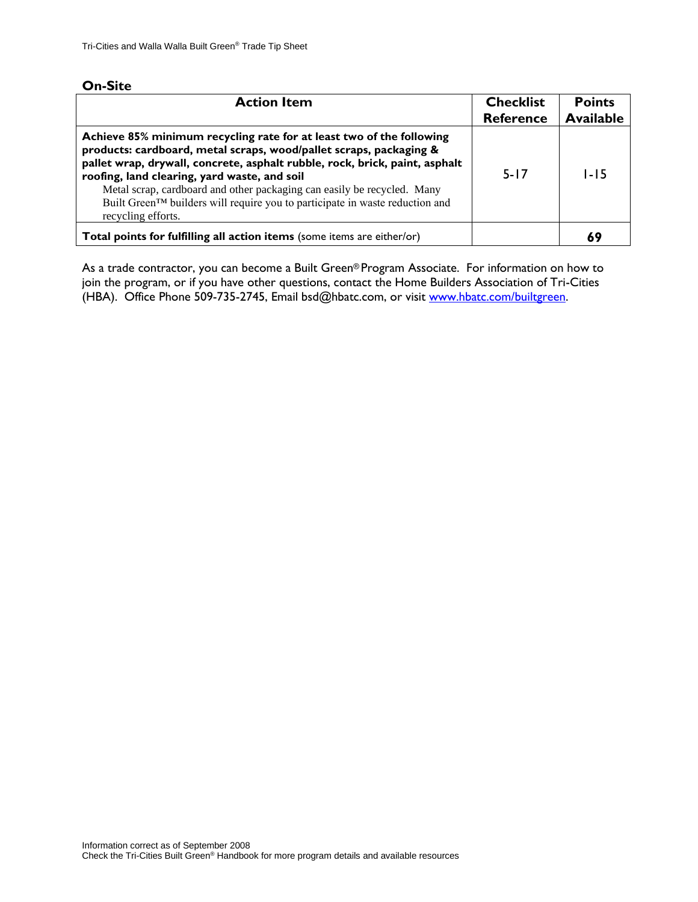### On-Site

| Action Item | Checklist Reference | Points Available |
|---|---|---|
| **Achieve 85% minimum recycling rate for at least two of the following products: cardboard, metal scraps, wood/pallet scraps, packaging & pallet wrap, drywall, concrete, asphalt rubble, rock, brick, paint, asphalt roofing, land clearing, yard waste, and soil**<br>Metal scrap, cardboard and other packaging can easily be recycled. Many Built Green™ builders will require you to participate in waste reduction and recycling efforts. | 5-17 | 1-15 |
| **Total points for fulfilling all action items** (some items are either/or) | | **69** |

As a trade contractor, you can become a Built Green® Program Associate. For information on how to join the program, or if you have other questions, contact the Home Builders Association of Tri-Cities (HBA). Office Phone 509-735-2745, Email bsd@hbatc.com, or visit www.hbatc.com/builtgreen.

Information correct as of September 2008
Check the Tri-Cities Built Green® Handbook for more program details and available resources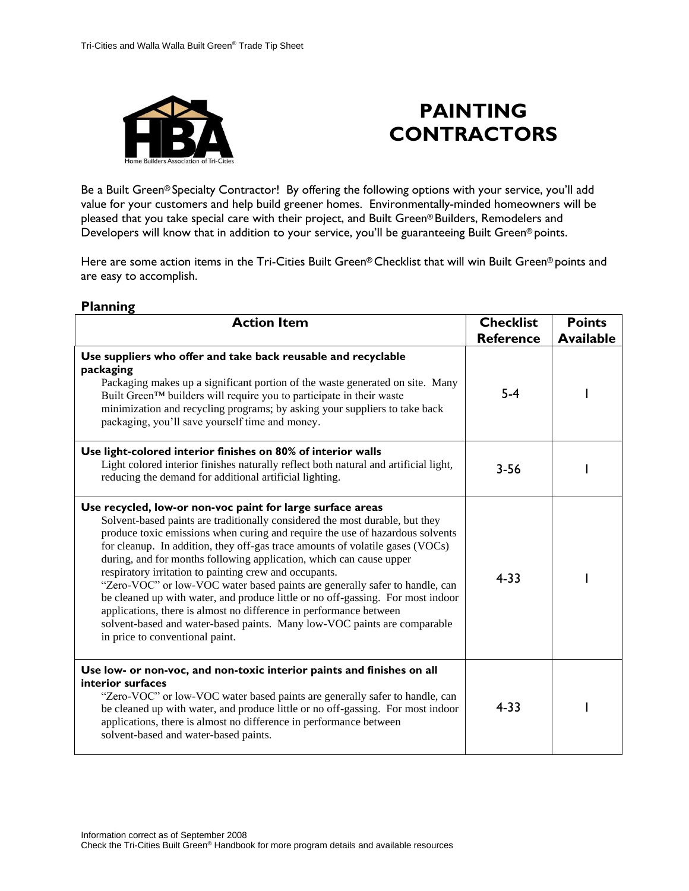# PAINTING CONTRACTORS

Be a Built Green® Specialty Contractor! By offering the following options with your service, you'll add value for your customers and help build greener homes. Environmentally-minded homeowners will be pleased that you take special care with their project, and Built Green® Builders, Remodelers and Developers will know that in addition to your service, you'll be guaranteeing Built Green® points.

Here are some action items in the Tri-Cities Built Green® Checklist that will win Built Green® points and are easy to accomplish.

## Planning

| Action Item | Checklist Reference | Points Available |
|---|---|---|
| **Use suppliers who offer and take back reusable and recyclable packaging** Packaging makes up a significant portion of the waste generated on site. Many Built Green™ builders will require you to participate in their waste minimization and recycling programs; by asking your suppliers to take back packaging, you'll save yourself time and money. | 5-4 | 1 |
| **Use light-colored interior finishes on 80% of interior walls** Light colored interior finishes naturally reflect both natural and artificial light, reducing the demand for additional artificial lighting. | 3-56 | 1 |
| **Use recycled, low-or non-voc paint for large surface areas** Solvent-based paints are traditionally considered the most durable, but they produce toxic emissions when curing and require the use of hazardous solvents for cleanup. In addition, they off-gas trace amounts of volatile gases (VOCs) during, and for months following application, which can cause upper respiratory irritation to painting crew and occupants. "Zero-VOC" or low-VOC water based paints are generally safer to handle, can be cleaned up with water, and produce little or no off-gassing. For most indoor applications, there is almost no difference in performance between solvent-based and water-based paints. Many low-VOC paints are comparable in price to conventional paint. | 4-33 | 1 |
| **Use low- or non-voc, and non-toxic interior paints and finishes on all interior surfaces** "Zero-VOC" or low-VOC water based paints are generally safer to handle, can be cleaned up with water, and produce little or no off-gassing. For most indoor applications, there is almost no difference in performance between solvent-based and water-based paints. | 4-33 | 1 |

Information correct as of September 2008
Check the Tri-Cities Built Green® Handbook for more program details and available resources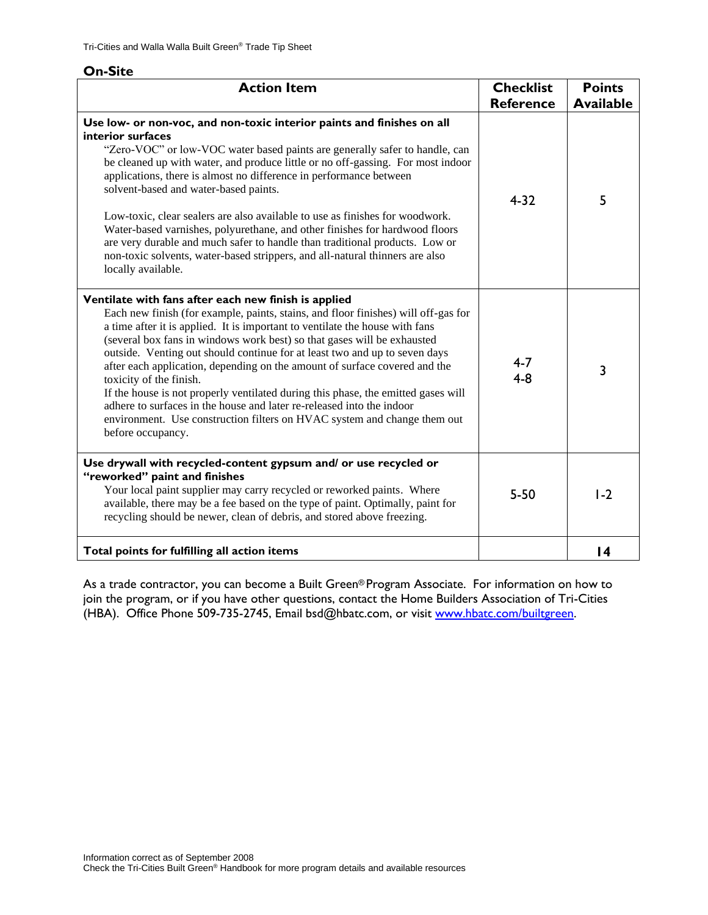## On-Site

| Action Item | Checklist Reference | Points Available |
|---|---|---|
| **Use low- or non-voc, and non-toxic interior paints and finishes on all interior surfaces**<br>"Zero-VOC" or low-VOC water based paints are generally safer to handle, can be cleaned up with water, and produce little or no off-gassing. For most indoor applications, there is almost no difference in performance between solvent-based and water-based paints.<br><br>Low-toxic, clear sealers are also available to use as finishes for woodwork. Water-based varnishes, polyurethane, and other finishes for hardwood floors are very durable and much safer to handle than traditional products. Low or non-toxic solvents, water-based strippers, and all-natural thinners are also locally available. | 4-32 | 5 |
| **Ventilate with fans after each new finish is applied**<br>Each new finish (for example, paints, stains, and floor finishes) will off-gas for a time after it is applied. It is important to ventilate the house with fans (several box fans in windows work best) so that gases will be exhausted outside. Venting out should continue for at least two and up to seven days after each application, depending on the amount of surface covered and the toxicity of the finish.<br>If the house is not properly ventilated during this phase, the emitted gases will adhere to surfaces in the house and later re-released into the indoor environment. Use construction filters on HVAC system and change them out before occupancy. | 4-7<br>4-8 | 3 |
| **Use drywall with recycled-content gypsum and/ or use recycled or "reworked" paint and finishes**<br>Your local paint supplier may carry recycled or reworked paints. Where available, there may be a fee based on the type of paint. Optimally, paint for recycling should be newer, clean of debris, and stored above freezing. | 5-50 | 1-2 |
| **Total points for fulfilling all action items** | | **14** |

As a trade contractor, you can become a Built Green® Program Associate. For information on how to join the program, or if you have other questions, contact the Home Builders Association of Tri-Cities (HBA). Office Phone 509-735-2745, Email bsd@hbatc.com, or visit www.hbatc.com/builtgreen.

Information correct as of September 2008
Check the Tri-Cities Built Green® Handbook for more program details and available resources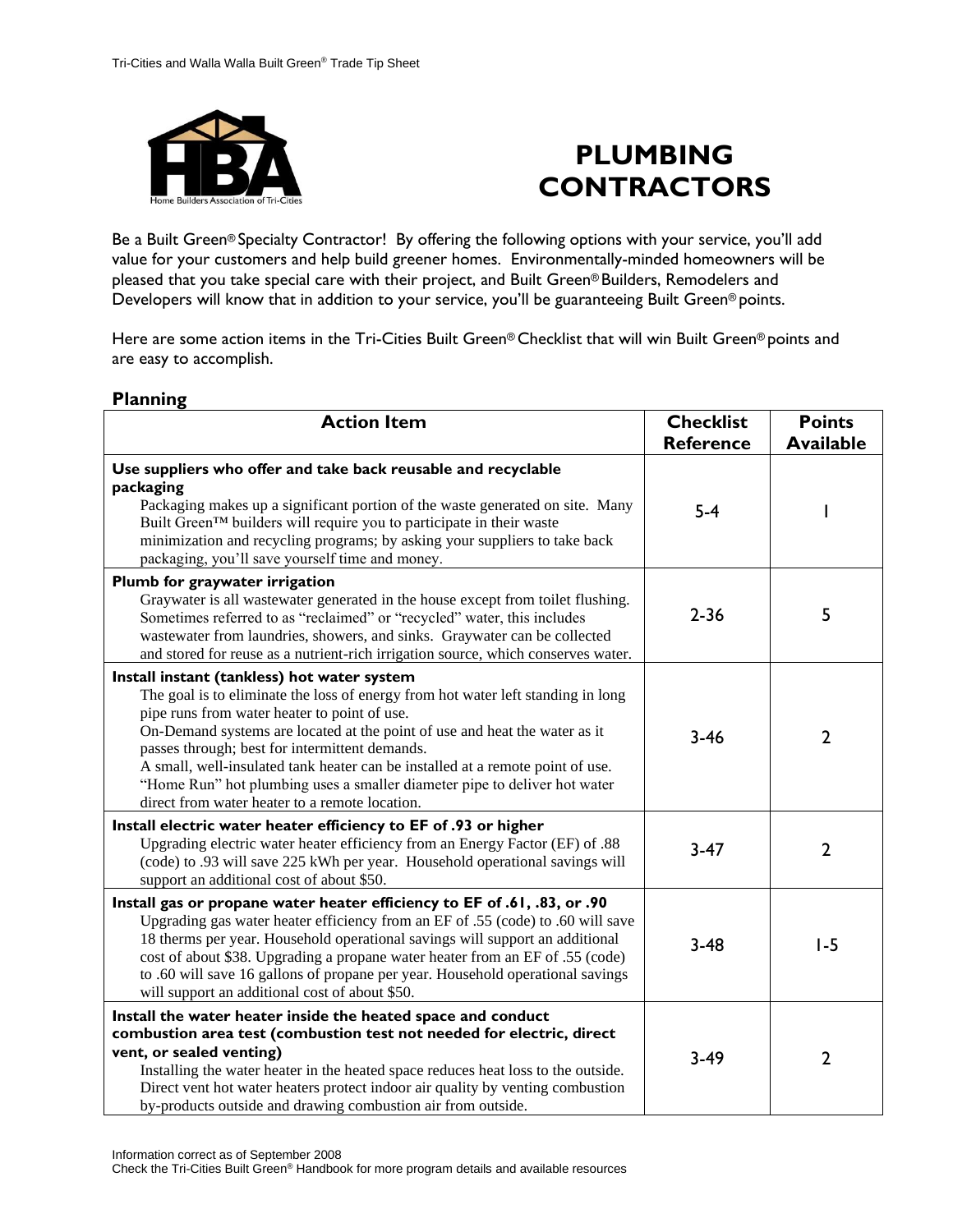# PLUMBING CONTRACTORS

Be a Built Green® Specialty Contractor! By offering the following options with your service, you'll add value for your customers and help build greener homes. Environmentally-minded homeowners will be pleased that you take special care with their project, and Built Green® Builders, Remodelers and Developers will know that in addition to your service, you'll be guaranteeing Built Green® points.

Here are some action items in the Tri-Cities Built Green® Checklist that will win Built Green® points and are easy to accomplish.

## Planning

| Action Item | Checklist Reference | Points Available |
|---|---|---|
| **Use suppliers who offer and take back reusable and recyclable packaging**<br>Packaging makes up a significant portion of the waste generated on site. Many Built Green™ builders will require you to participate in their waste minimization and recycling programs; by asking your suppliers to take back packaging, you'll save yourself time and money. | 5-4 | 1 |
| **Plumb for graywater irrigation**<br>Graywater is all wastewater generated in the house except from toilet flushing. Sometimes referred to as "reclaimed" or "recycled" water, this includes wastewater from laundries, showers, and sinks. Graywater can be collected and stored for reuse as a nutrient-rich irrigation source, which conserves water. | 2-36 | 5 |
| **Install instant (tankless) hot water system**<br>The goal is to eliminate the loss of energy from hot water left standing in long pipe runs from water heater to point of use.<br>On-Demand systems are located at the point of use and heat the water as it passes through; best for intermittent demands.<br>A small, well-insulated tank heater can be installed at a remote point of use.<br>"Home Run" hot plumbing uses a smaller diameter pipe to deliver hot water direct from water heater to a remote location. | 3-46 | 2 |
| **Install electric water heater efficiency to EF of .93 or higher**<br>Upgrading electric water heater efficiency from an Energy Factor (EF) of .88 (code) to .93 will save 225 kWh per year. Household operational savings will support an additional cost of about $50. | 3-47 | 2 |
| **Install gas or propane water heater efficiency to EF of .61, .83, or .90**<br>Upgrading gas water heater efficiency from an EF of .55 (code) to .60 will save 18 therms per year. Household operational savings will support an additional cost of about $38. Upgrading a propane water heater from an EF of .55 (code) to .60 will save 16 gallons of propane per year. Household operational savings will support an additional cost of about $50. | 3-48 | 1-5 |
| **Install the water heater inside the heated space and conduct combustion area test (combustion test not needed for electric, direct vent, or sealed venting)**<br>Installing the water heater in the heated space reduces heat loss to the outside. Direct vent hot water heaters protect indoor air quality by venting combustion by-products outside and drawing combustion air from outside. | 3-49 | 2 |

Information correct as of September 2008
Check the Tri-Cities Built Green® Handbook for more program details and available resources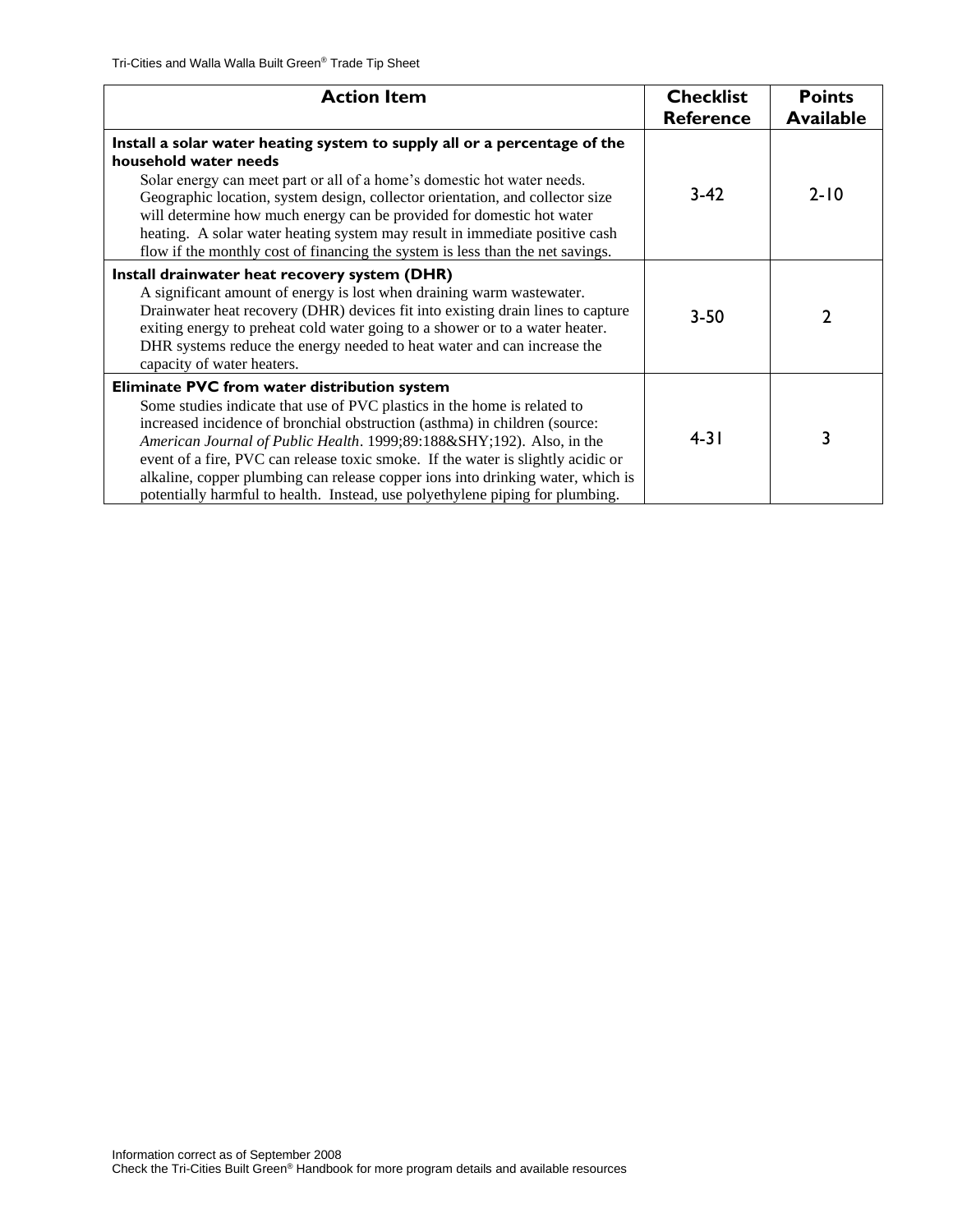| Action Item | Checklist Reference | Points Available |
|---|---|---|
| **Install a solar water heating system to supply all or a percentage of the household water needs** Solar energy can meet part or all of a home's domestic hot water needs. Geographic location, system design, collector orientation, and collector size will determine how much energy can be provided for domestic hot water heating. A solar water heating system may result in immediate positive cash flow if the monthly cost of financing the system is less than the net savings. | 3-42 | 2-10 |
| **Install drainwater heat recovery system (DHR)** A significant amount of energy is lost when draining warm wastewater. Drainwater heat recovery (DHR) devices fit into existing drain lines to capture exiting energy to preheat cold water going to a shower or to a water heater. DHR systems reduce the energy needed to heat water and can increase the capacity of water heaters. | 3-50 | 2 |
| **Eliminate PVC from water distribution system** Some studies indicate that use of PVC plastics in the home is related to increased incidence of bronchial obstruction (asthma) in children (source: *American Journal of Public Health*. 1999;89:188&SHY;192). Also, in the event of a fire, PVC can release toxic smoke. If the water is slightly acidic or alkaline, copper plumbing can release copper ions into drinking water, which is potentially harmful to health. Instead, use polyethylene piping for plumbing. | 4-31 | 3 |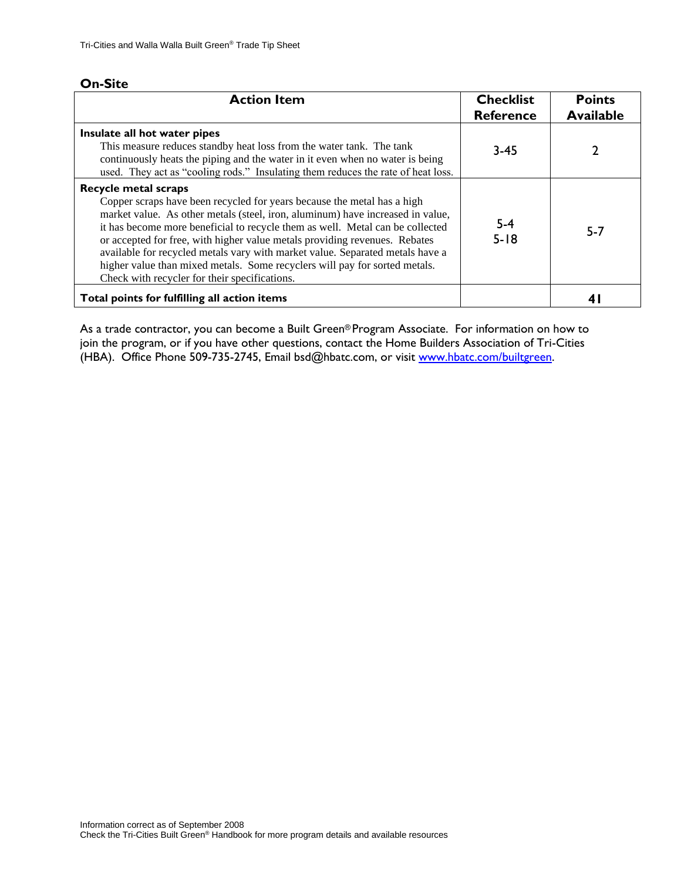### On-Site

| Action Item | Checklist Reference | Points Available |
|---|---|---|
| **Insulate all hot water pipes**<br>This measure reduces standby heat loss from the water tank. The tank continuously heats the piping and the water in it even when no water is being used. They act as "cooling rods." Insulating them reduces the rate of heat loss. | 3-45 | 2 |
| **Recycle metal scraps**<br>Copper scraps have been recycled for years because the metal has a high market value. As other metals (steel, iron, aluminum) have increased in value, it has become more beneficial to recycle them as well. Metal can be collected or accepted for free, with higher value metals providing revenues. Rebates available for recycled metals vary with market value. Separated metals have a higher value than mixed metals. Some recyclers will pay for sorted metals. Check with recycler for their specifications. | 5-4<br>5-18 | 5-7 |
| **Total points for fulfilling all action items** | | **41** |

As a trade contractor, you can become a Built Green® Program Associate. For information on how to join the program, or if you have other questions, contact the Home Builders Association of Tri-Cities (HBA). Office Phone 509-735-2745, Email bsd@hbatc.com, or visit [www.hbatc.com/builtgreen](http://www.hbatc.com/builtgreen).

Information correct as of September 2008
Check the Tri-Cities Built Green® Handbook for more program details and available resources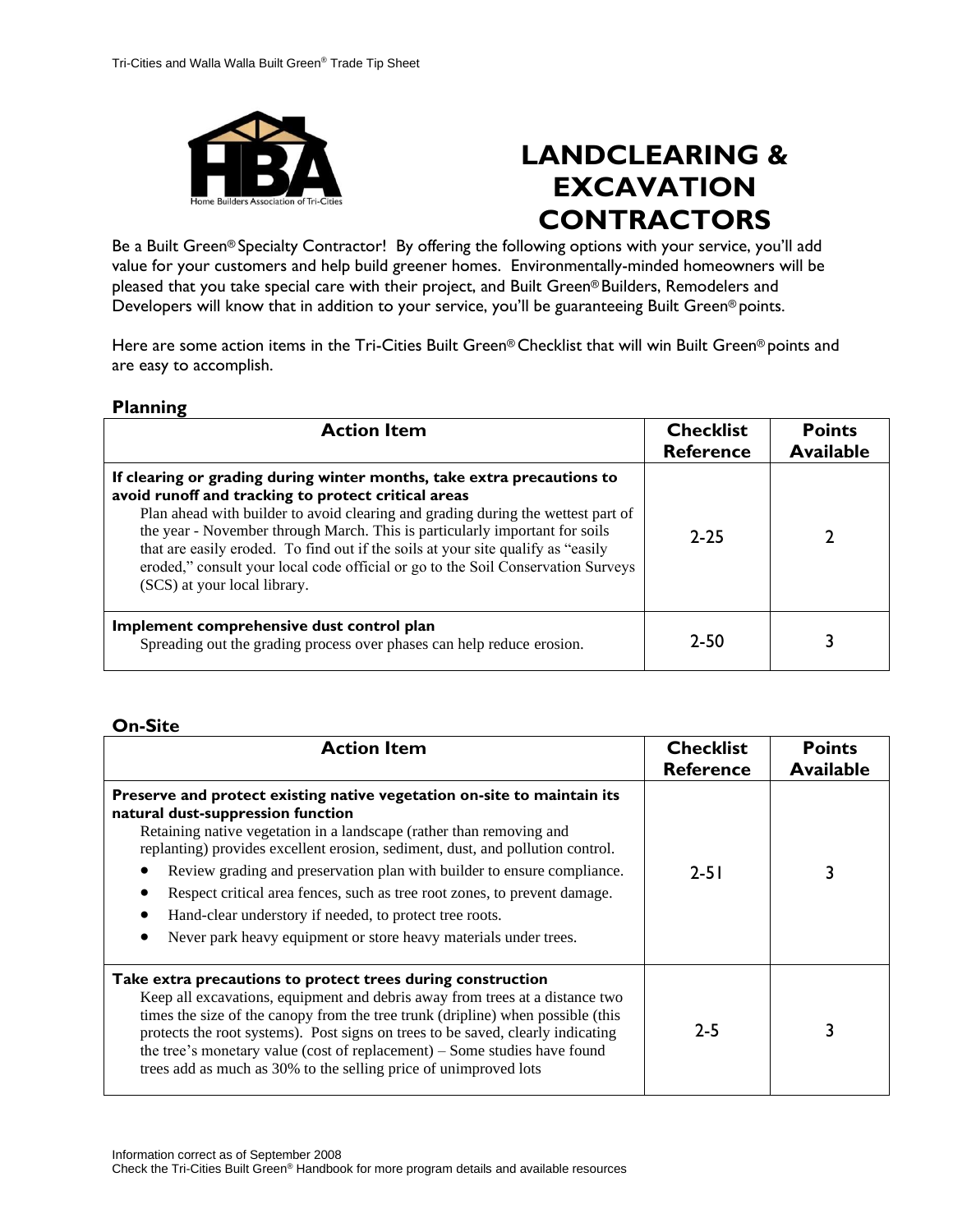# LANDCLEARING & EXCAVATION CONTRACTORS

Be a Built Green® Specialty Contractor! By offering the following options with your service, you'll add value for your customers and help build greener homes. Environmentally-minded homeowners will be pleased that you take special care with their project, and Built Green® Builders, Remodelers and Developers will know that in addition to your service, you'll be guaranteeing Built Green® points.

Here are some action items in the Tri-Cities Built Green® Checklist that will win Built Green® points and are easy to accomplish.

### Planning

| Action Item | Checklist Reference | Points Available |
|---|---|---|
| **If clearing or grading during winter months, take extra precautions to avoid runoff and tracking to protect critical areas**<br>Plan ahead with builder to avoid clearing and grading during the wettest part of the year - November through March. This is particularly important for soils that are easily eroded. To find out if the soils at your site qualify as "easily eroded," consult your local code official or go to the Soil Conservation Surveys (SCS) at your local library. | 2-25 | 2 |
| **Implement comprehensive dust control plan**<br>Spreading out the grading process over phases can help reduce erosion. | 2-50 | 3 |

### On-Site

| Action Item | Checklist Reference | Points Available |
|---|---|---|
| **Preserve and protect existing native vegetation on-site to maintain its natural dust-suppression function**<br>Retaining native vegetation in a landscape (rather than removing and replanting) provides excellent erosion, sediment, dust, and pollution control.<br>• Review grading and preservation plan with builder to ensure compliance.<br>• Respect critical area fences, such as tree root zones, to prevent damage.<br>• Hand-clear understory if needed, to protect tree roots.<br>• Never park heavy equipment or store heavy materials under trees. | 2-51 | 3 |
| **Take extra precautions to protect trees during construction**<br>Keep all excavations, equipment and debris away from trees at a distance two times the size of the canopy from the tree trunk (dripline) when possible (this protects the root systems). Post signs on trees to be saved, clearly indicating the tree's monetary value (cost of replacement) – Some studies have found trees add as much as 30% to the selling price of unimproved lots | 2-5 | 3 |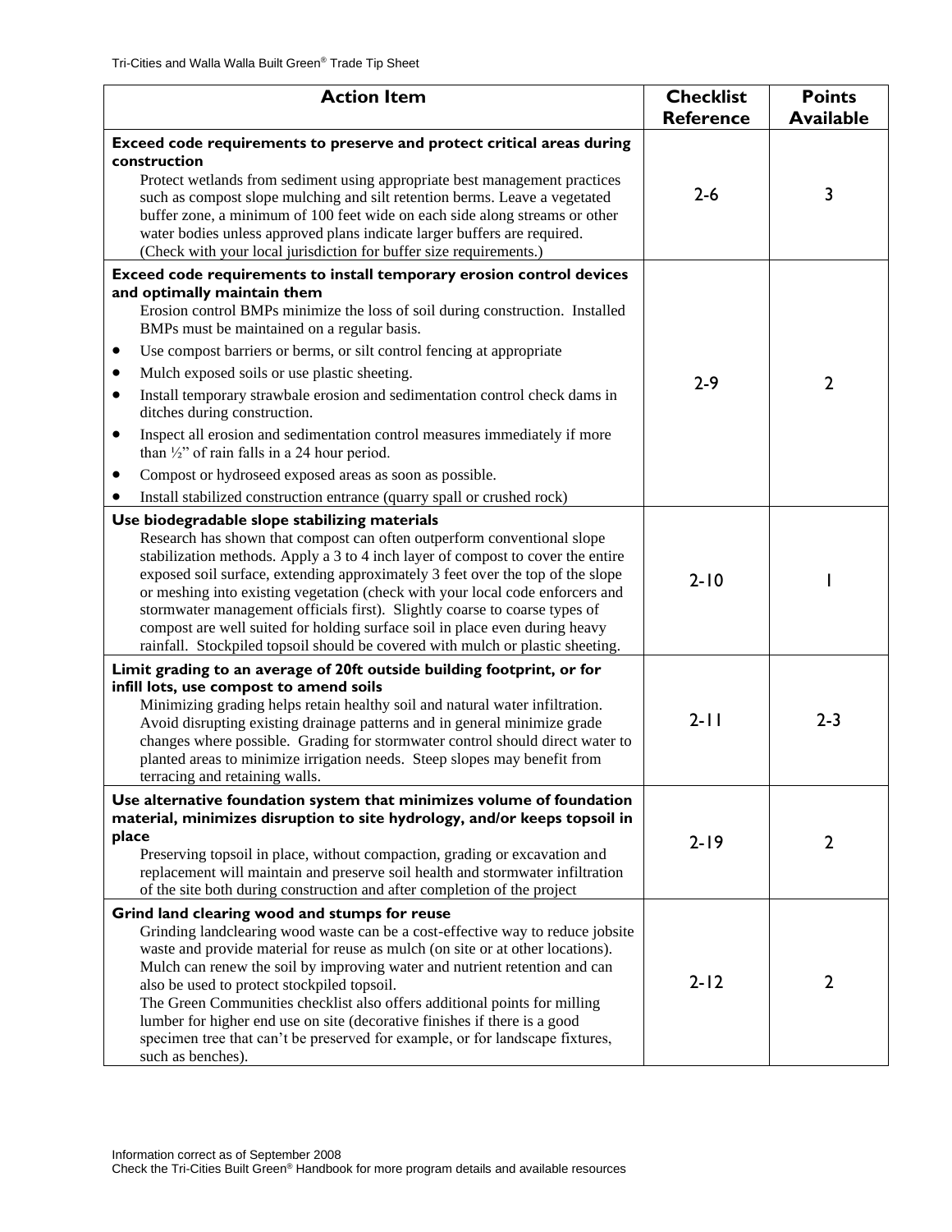| Action Item | Checklist Reference | Points Available |
| --- | --- | --- |
| **Exceed code requirements to preserve and protect critical areas during construction**<br>Protect wetlands from sediment using appropriate best management practices such as compost slope mulching and silt retention berms. Leave a vegetated buffer zone, a minimum of 100 feet wide on each side along streams or other water bodies unless approved plans indicate larger buffers are required. (Check with your local jurisdiction for buffer size requirements.) | 2-6 | 3 |
| **Exceed code requirements to install temporary erosion control devices and optimally maintain them**<br>Erosion control BMPs minimize the loss of soil during construction. Installed BMPs must be maintained on a regular basis.<br>• Use compost barriers or berms, or silt control fencing at appropriate<br>• Mulch exposed soils or use plastic sheeting.<br>• Install temporary strawbale erosion and sedimentation control check dams in ditches during construction.<br>• Inspect all erosion and sedimentation control measures immediately if more than ½" of rain falls in a 24 hour period.<br>• Compost or hydroseed exposed areas as soon as possible.<br>• Install stabilized construction entrance (quarry spall or crushed rock) | 2-9 | 2 |
| **Use biodegradable slope stabilizing materials**<br>Research has shown that compost can often outperform conventional slope stabilization methods. Apply a 3 to 4 inch layer of compost to cover the entire exposed soil surface, extending approximately 3 feet over the top of the slope or meshing into existing vegetation (check with your local code enforcers and stormwater management officials first). Slightly coarse to coarse types of compost are well suited for holding surface soil in place even during heavy rainfall. Stockpiled topsoil should be covered with mulch or plastic sheeting. | 2-10 | 1 |
| **Limit grading to an average of 20ft outside building footprint, or for infill lots, use compost to amend soils**<br>Minimizing grading helps retain healthy soil and natural water infiltration. Avoid disrupting existing drainage patterns and in general minimize grade changes where possible. Grading for stormwater control should direct water to planted areas to minimize irrigation needs. Steep slopes may benefit from terracing and retaining walls. | 2-11 | 2-3 |
| **Use alternative foundation system that minimizes volume of foundation material, minimizes disruption to site hydrology, and/or keeps topsoil in place**<br>Preserving topsoil in place, without compaction, grading or excavation and replacement will maintain and preserve soil health and stormwater infiltration of the site both during construction and after completion of the project | 2-19 | 2 |
| **Grind land clearing wood and stumps for reuse**<br>Grinding landclearing wood waste can be a cost-effective way to reduce jobsite waste and provide material for reuse as mulch (on site or at other locations). Mulch can renew the soil by improving water and nutrient retention and can also be used to protect stockpiled topsoil.<br>The Green Communities checklist also offers additional points for milling lumber for higher end use on site (decorative finishes if there is a good specimen tree that can't be preserved for example, or for landscape fixtures, such as benches). | 2-12 | 2 |

Information correct as of September 2008
Check the Tri-Cities Built Green® Handbook for more program details and available resources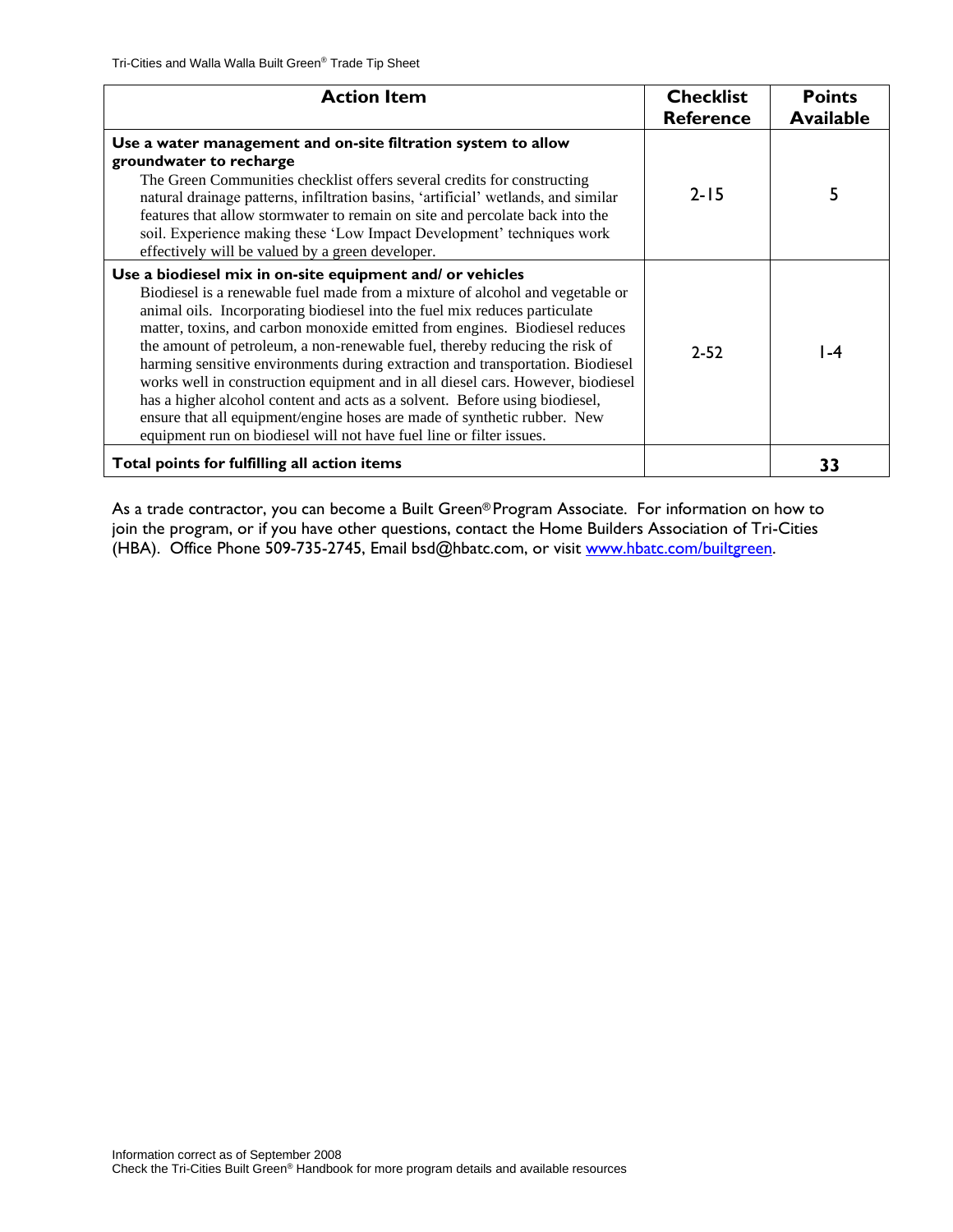| Action Item | Checklist Reference | Points Available |
| --- | --- | --- |
| **Use a water management and on-site filtration system to allow groundwater to recharge**<br>The Green Communities checklist offers several credits for constructing natural drainage patterns, infiltration basins, 'artificial' wetlands, and similar features that allow stormwater to remain on site and percolate back into the soil. Experience making these 'Low Impact Development' techniques work effectively will be valued by a green developer. | 2-15 | 5 |
| **Use a biodiesel mix in on-site equipment and/ or vehicles**<br>Biodiesel is a renewable fuel made from a mixture of alcohol and vegetable or animal oils. Incorporating biodiesel into the fuel mix reduces particulate matter, toxins, and carbon monoxide emitted from engines. Biodiesel reduces the amount of petroleum, a non-renewable fuel, thereby reducing the risk of harming sensitive environments during extraction and transportation. Biodiesel works well in construction equipment and in all diesel cars. However, biodiesel has a higher alcohol content and acts as a solvent. Before using biodiesel, ensure that all equipment/engine hoses are made of synthetic rubber. New equipment run on biodiesel will not have fuel line or filter issues. | 2-52 | 1-4 |
| **Total points for fulfilling all action items** | | **33** |

As a trade contractor, you can become a Built Green® Program Associate. For information on how to join the program, or if you have other questions, contact the Home Builders Association of Tri-Cities (HBA). Office Phone 509-735-2745, Email bsd@hbatc.com, or visit [www.hbatc.com/builtgreen](www.hbatc.com/builtgreen).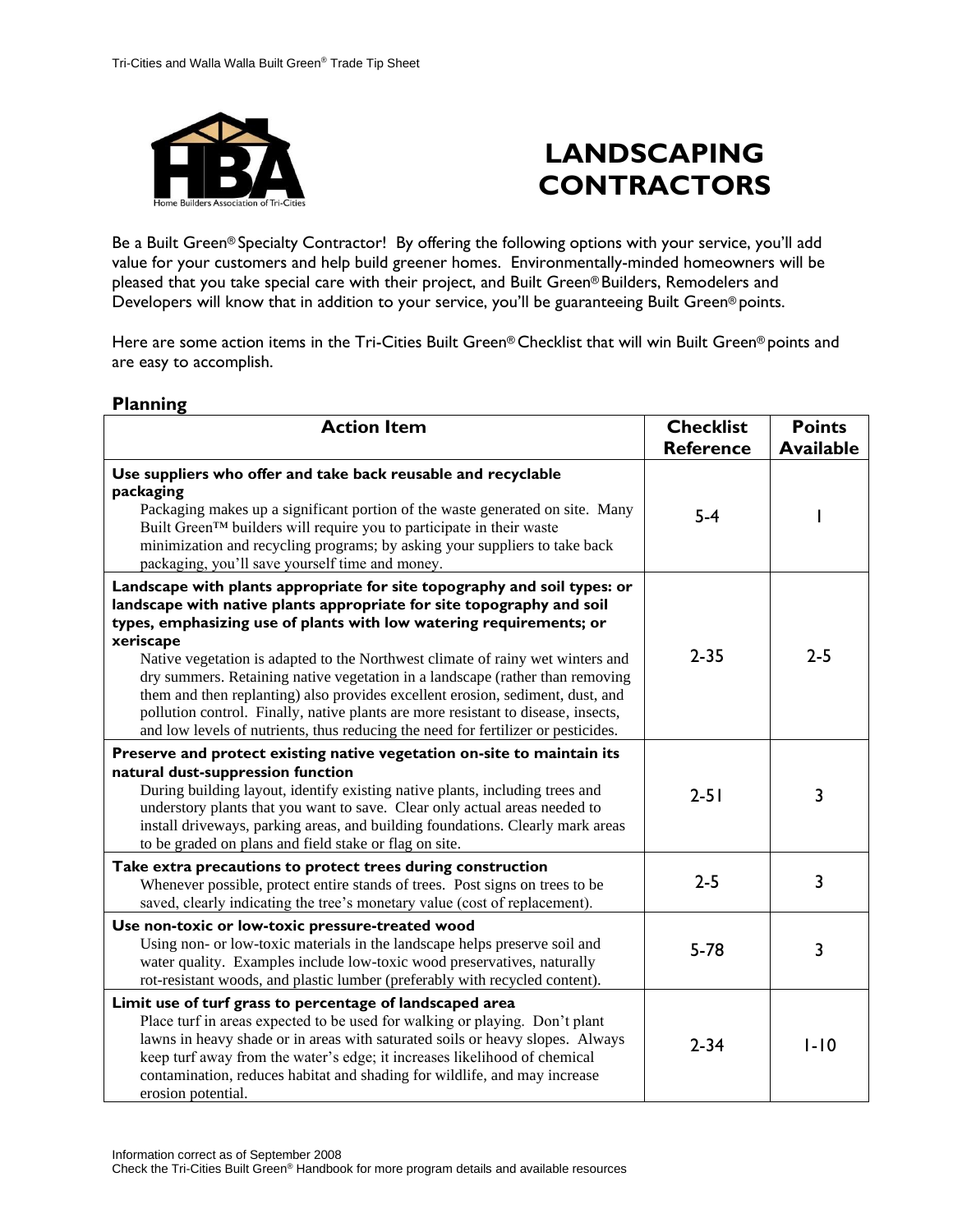# LANDSCAPING CONTRACTORS

Be a Built Green® Specialty Contractor! By offering the following options with your service, you'll add value for your customers and help build greener homes. Environmentally-minded homeowners will be pleased that you take special care with their project, and Built Green® Builders, Remodelers and Developers will know that in addition to your service, you'll be guaranteeing Built Green® points.

Here are some action items in the Tri-Cities Built Green® Checklist that will win Built Green® points and are easy to accomplish.

## Planning

| Action Item | Checklist Reference | Points Available |
|---|---|---|
| **Use suppliers who offer and take back reusable and recyclable packaging** Packaging makes up a significant portion of the waste generated on site. Many Built Green™ builders will require you to participate in their waste minimization and recycling programs; by asking your suppliers to take back packaging, you'll save yourself time and money. | 5-4 | 1 |
| **Landscape with plants appropriate for site topography and soil types: or landscape with native plants appropriate for site topography and soil types, emphasizing use of plants with low watering requirements; or xeriscape** Native vegetation is adapted to the Northwest climate of rainy wet winters and dry summers. Retaining native vegetation in a landscape (rather than removing them and then replanting) also provides excellent erosion, sediment, dust, and pollution control. Finally, native plants are more resistant to disease, insects, and low levels of nutrients, thus reducing the need for fertilizer or pesticides. | 2-35 | 2-5 |
| **Preserve and protect existing native vegetation on-site to maintain its natural dust-suppression function** During building layout, identify existing native plants, including trees and understory plants that you want to save. Clear only actual areas needed to install driveways, parking areas, and building foundations. Clearly mark areas to be graded on plans and field stake or flag on site. | 2-51 | 3 |
| **Take extra precautions to protect trees during construction** Whenever possible, protect entire stands of trees. Post signs on trees to be saved, clearly indicating the tree's monetary value (cost of replacement). | 2-5 | 3 |
| **Use non-toxic or low-toxic pressure-treated wood** Using non- or low-toxic materials in the landscape helps preserve soil and water quality. Examples include low-toxic wood preservatives, naturally rot-resistant woods, and plastic lumber (preferably with recycled content). | 5-78 | 3 |
| **Limit use of turf grass to percentage of landscaped area** Place turf in areas expected to be used for walking or playing. Don't plant lawns in heavy shade or in areas with saturated soils or heavy slopes. Always keep turf away from the water's edge; it increases likelihood of chemical contamination, reduces habitat and shading for wildlife, and may increase erosion potential. | 2-34 | 1-10 |

Information correct as of September 2008
Check the Tri-Cities Built Green® Handbook for more program details and available resources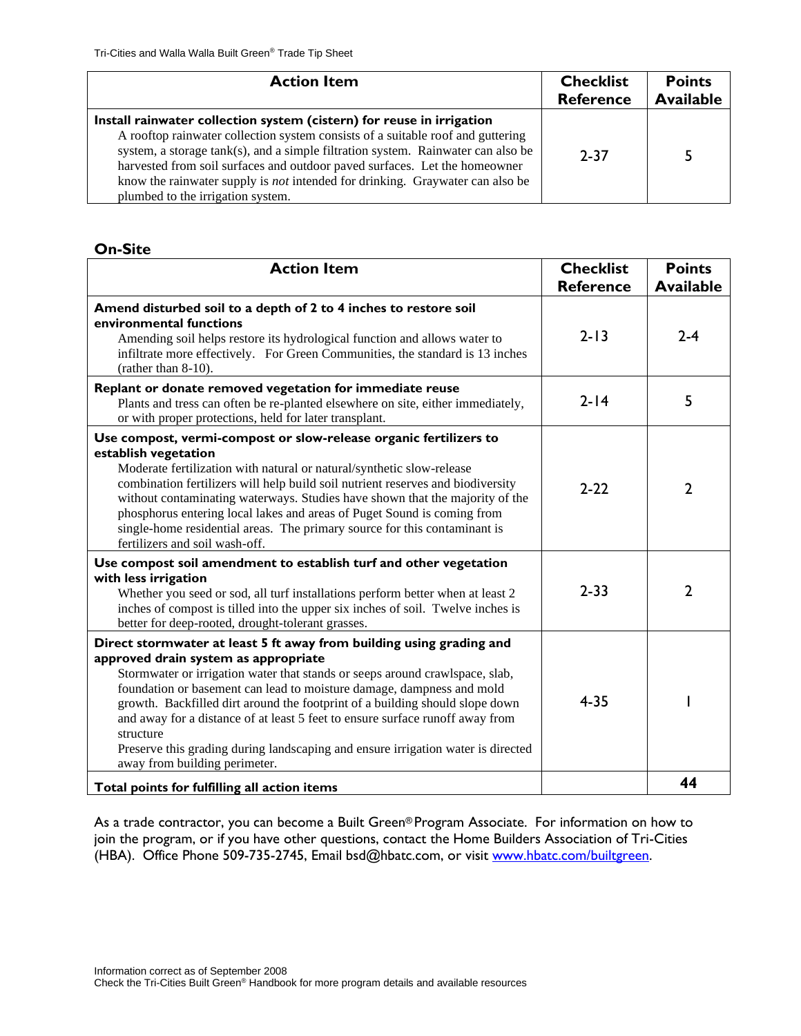| Action Item | Checklist Reference | Points Available |
|---|---|---|
| **Install rainwater collection system (cistern) for reuse in irrigation** A rooftop rainwater collection system consists of a suitable roof and guttering system, a storage tank(s), and a simple filtration system. Rainwater can also be harvested from soil surfaces and outdoor paved surfaces. Let the homeowner know the rainwater supply is *not* intended for drinking. Graywater can also be plumbed to the irrigation system. | 2-37 | 5 |

### On-Site

| Action Item | Checklist Reference | Points Available |
|---|---|---|
| **Amend disturbed soil to a depth of 2 to 4 inches to restore soil environmental functions** Amending soil helps restore its hydrological function and allows water to infiltrate more effectively. For Green Communities, the standard is 13 inches (rather than 8-10). | 2-13 | 2-4 |
| **Replant or donate removed vegetation for immediate reuse** Plants and tress can often be re-planted elsewhere on site, either immediately, or with proper protections, held for later transplant. | 2-14 | 5 |
| **Use compost, vermi-compost or slow-release organic fertilizers to establish vegetation** Moderate fertilization with natural or natural/synthetic slow-release combination fertilizers will help build soil nutrient reserves and biodiversity without contaminating waterways. Studies have shown that the majority of the phosphorus entering local lakes and areas of Puget Sound is coming from single-home residential areas. The primary source for this contaminant is fertilizers and soil wash-off. | 2-22 | 2 |
| **Use compost soil amendment to establish turf and other vegetation with less irrigation** Whether you seed or sod, all turf installations perform better when at least 2 inches of compost is tilled into the upper six inches of soil. Twelve inches is better for deep-rooted, drought-tolerant grasses. | 2-33 | 2 |
| **Direct stormwater at least 5 ft away from building using grading and approved drain system as appropriate** Stormwater or irrigation water that stands or seeps around crawlspace, slab, foundation or basement can lead to moisture damage, dampness and mold growth. Backfilled dirt around the footprint of a building should slope down and away for a distance of at least 5 feet to ensure surface runoff away from structure. Preserve this grading during landscaping and ensure irrigation water is directed away from building perimeter. | 4-35 | 1 |
| **Total points for fulfilling all action items** | | **44** |

As a trade contractor, you can become a Built Green® Program Associate. For information on how to join the program, or if you have other questions, contact the Home Builders Association of Tri-Cities (HBA). Office Phone 509-735-2745, Email bsd@hbatc.com, or visit [www.hbatc.com/builtgreen](http://www.hbatc.com/builtgreen).

Information correct as of September 2008
Check the Tri-Cities Built Green® Handbook for more program details and available resources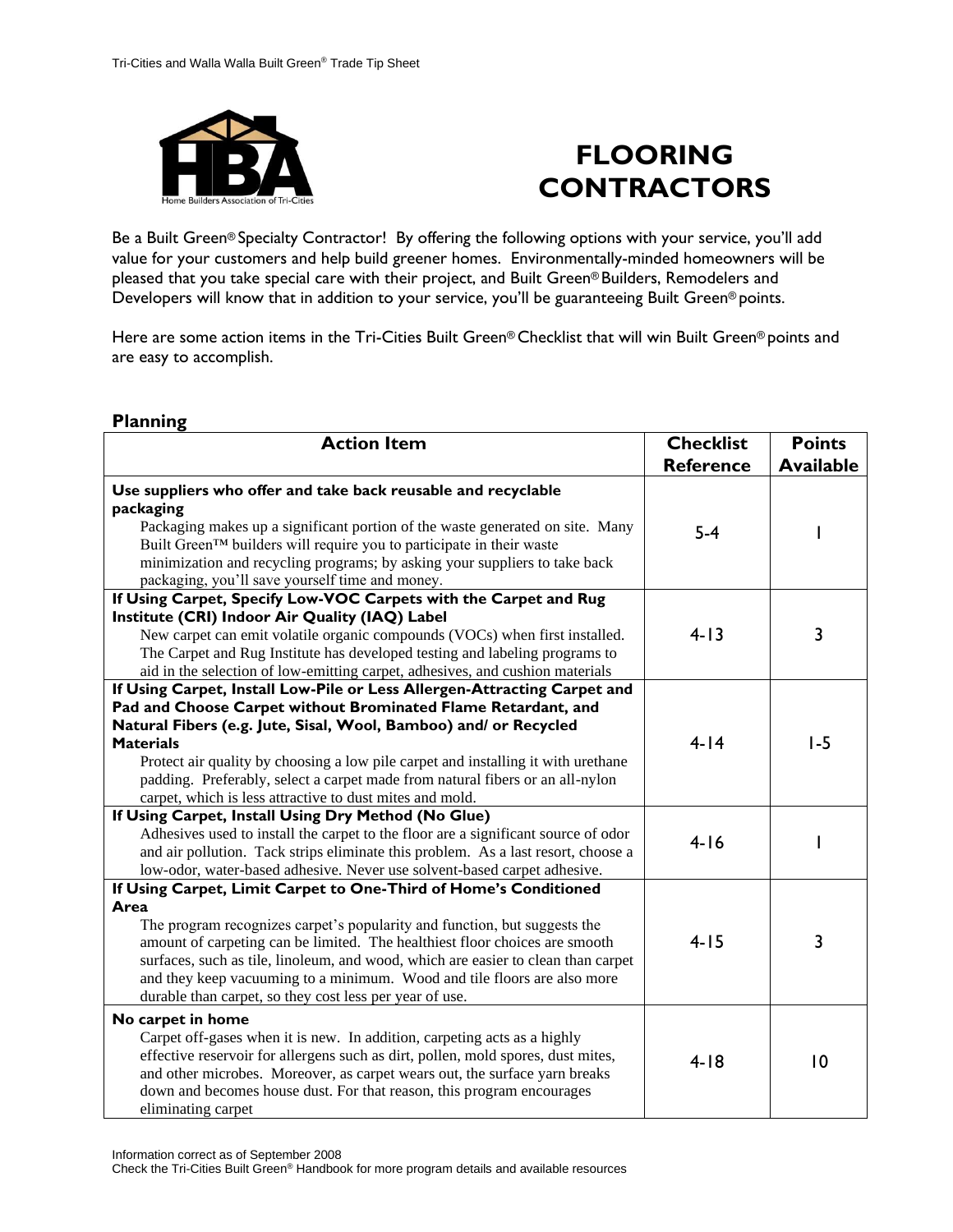# FLOORING CONTRACTORS

Be a Built Green® Specialty Contractor! By offering the following options with your service, you'll add value for your customers and help build greener homes. Environmentally-minded homeowners will be pleased that you take special care with their project, and Built Green® Builders, Remodelers and Developers will know that in addition to your service, you'll be guaranteeing Built Green® points.

Here are some action items in the Tri-Cities Built Green® Checklist that will win Built Green® points and are easy to accomplish.

## Planning

| Action Item | Checklist Reference | Points Available |
|---|---|---|
| **Use suppliers who offer and take back reusable and recyclable packaging** Packaging makes up a significant portion of the waste generated on site. Many Built Green™ builders will require you to participate in their waste minimization and recycling programs; by asking your suppliers to take back packaging, you'll save yourself time and money. | 5-4 | 1 |
| **If Using Carpet, Specify Low-VOC Carpets with the Carpet and Rug Institute (CRI) Indoor Air Quality (IAQ) Label** New carpet can emit volatile organic compounds (VOCs) when first installed. The Carpet and Rug Institute has developed testing and labeling programs to aid in the selection of low-emitting carpet, adhesives, and cushion materials | 4-13 | 3 |
| **If Using Carpet, Install Low-Pile or Less Allergen-Attracting Carpet and Pad and Choose Carpet without Brominated Flame Retardant, and Natural Fibers (e.g. Jute, Sisal, Wool, Bamboo) and/ or Recycled Materials** Protect air quality by choosing a low pile carpet and installing it with urethane padding. Preferably, select a carpet made from natural fibers or an all-nylon carpet, which is less attractive to dust mites and mold. | 4-14 | 1-5 |
| **If Using Carpet, Install Using Dry Method (No Glue)** Adhesives used to install the carpet to the floor are a significant source of odor and air pollution. Tack strips eliminate this problem. As a last resort, choose a low-odor, water-based adhesive. Never use solvent-based carpet adhesive. | 4-16 | 1 |
| **If Using Carpet, Limit Carpet to One-Third of Home's Conditioned Area** The program recognizes carpet's popularity and function, but suggests the amount of carpeting can be limited. The healthiest floor choices are smooth surfaces, such as tile, linoleum, and wood, which are easier to clean than carpet and they keep vacuuming to a minimum. Wood and tile floors are also more durable than carpet, so they cost less per year of use. | 4-15 | 3 |
| **No carpet in home** Carpet off-gases when it is new. In addition, carpeting acts as a highly effective reservoir for allergens such as dirt, pollen, mold spores, dust mites, and other microbes. Moreover, as carpet wears out, the surface yarn breaks down and becomes house dust. For that reason, this program encourages eliminating carpet | 4-18 | 10 |

Information correct as of September 2008
Check the Tri-Cities Built Green® Handbook for more program details and available resources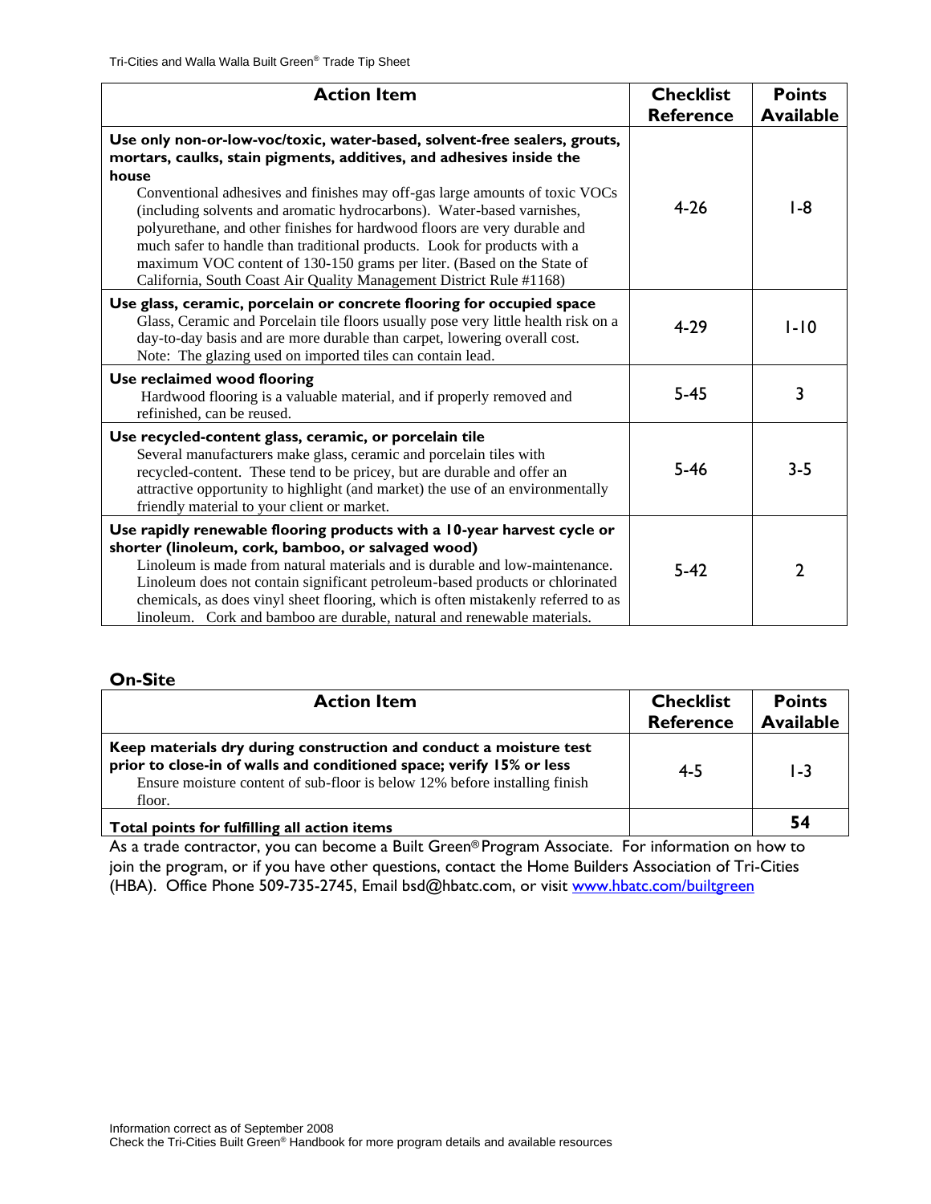| Action Item | Checklist Reference | Points Available |
|---|---|---|
| **Use only non-or-low-voc/toxic, water-based, solvent-free sealers, grouts, mortars, caulks, stain pigments, additives, and adhesives inside the house** Conventional adhesives and finishes may off-gas large amounts of toxic VOCs (including solvents and aromatic hydrocarbons). Water-based varnishes, polyurethane, and other finishes for hardwood floors are very durable and much safer to handle than traditional products. Look for products with a maximum VOC content of 130-150 grams per liter. (Based on the State of California, South Coast Air Quality Management District Rule #1168) | 4-26 | 1-8 |
| **Use glass, ceramic, porcelain or concrete flooring for occupied space** Glass, Ceramic and Porcelain tile floors usually pose very little health risk on a day-to-day basis and are more durable than carpet, lowering overall cost. Note: The glazing used on imported tiles can contain lead. | 4-29 | 1-10 |
| **Use reclaimed wood flooring** Hardwood flooring is a valuable material, and if properly removed and refinished, can be reused. | 5-45 | 3 |
| **Use recycled-content glass, ceramic, or porcelain tile** Several manufacturers make glass, ceramic and porcelain tiles with recycled-content. These tend to be pricey, but are durable and offer an attractive opportunity to highlight (and market) the use of an environmentally friendly material to your client or market. | 5-46 | 3-5 |
| **Use rapidly renewable flooring products with a 10-year harvest cycle or shorter (linoleum, cork, bamboo, or salvaged wood)** Linoleum is made from natural materials and is durable and low-maintenance. Linoleum does not contain significant petroleum-based products or chlorinated chemicals, as does vinyl sheet flooring, which is often mistakenly referred to as linoleum. Cork and bamboo are durable, natural and renewable materials. | 5-42 | 2 |

### On-Site

| Action Item | Checklist Reference | Points Available |
|---|---|---|
| **Keep materials dry during construction and conduct a moisture test prior to close-in of walls and conditioned space; verify 15% or less** Ensure moisture content of sub-floor is below 12% before installing finish floor. | 4-5 | 1-3 |
| **Total points for fulfilling all action items** | | **54** |

As a trade contractor, you can become a Built Green® Program Associate. For information on how to join the program, or if you have other questions, contact the Home Builders Association of Tri-Cities (HBA). Office Phone 509-735-2745, Email bsd@hbatc.com, or visit [www.hbatc.com/builtgreen](www.hbatc.com/builtgreen)

Information correct as of September 2008
Check the Tri-Cities Built Green® Handbook for more program details and available resources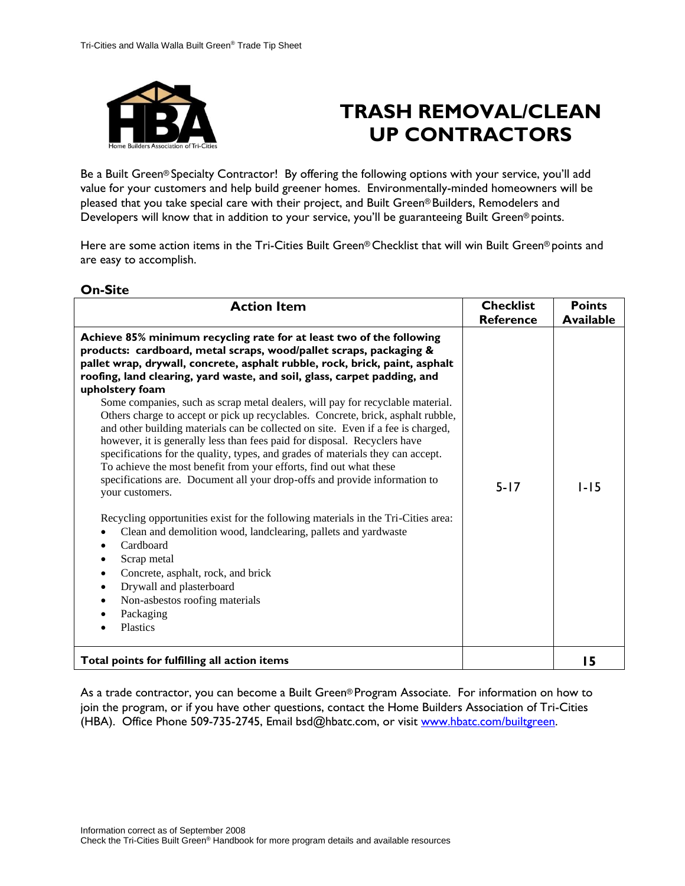# TRASH REMOVAL/CLEAN UP CONTRACTORS

Be a Built Green® Specialty Contractor! By offering the following options with your service, you'll add value for your customers and help build greener homes. Environmentally-minded homeowners will be pleased that you take special care with their project, and Built Green® Builders, Remodelers and Developers will know that in addition to your service, you'll be guaranteeing Built Green® points.

Here are some action items in the Tri-Cities Built Green® Checklist that will win Built Green® points and are easy to accomplish.

## On-Site

| Action Item | Checklist Reference | Points Available |
|---|---|---|
| **Achieve 85% minimum recycling rate for at least two of the following products: cardboard, metal scraps, wood/pallet scraps, packaging & pallet wrap, drywall, concrete, asphalt rubble, rock, brick, paint, asphalt roofing, land clearing, yard waste, and soil, glass, carpet padding, and upholstery foam**<br>Some companies, such as scrap metal dealers, will pay for recyclable material. Others charge to accept or pick up recyclables. Concrete, brick, asphalt rubble, and other building materials can be collected on site. Even if a fee is charged, however, it is generally less than fees paid for disposal. Recyclers have specifications for the quality, types, and grades of materials they can accept. To achieve the most benefit from your efforts, find out what these specifications are. Document all your drop-offs and provide information to your customers.<br><br>Recycling opportunities exist for the following materials in the Tri-Cities area:<br>• Clean and demolition wood, landclearing, pallets and yardwaste<br>• Cardboard<br>• Scrap metal<br>• Concrete, asphalt, rock, and brick<br>• Drywall and plasterboard<br>• Non-asbestos roofing materials<br>• Packaging<br>• Plastics | 5-17 | 1-15 |
| **Total points for fulfilling all action items** | | **15** |

As a trade contractor, you can become a Built Green® Program Associate. For information on how to join the program, or if you have other questions, contact the Home Builders Association of Tri-Cities (HBA). Office Phone 509-735-2745, Email bsd@hbatc.com, or visit www.hbatc.com/builtgreen.

Information correct as of September 2008
Check the Tri-Cities Built Green® Handbook for more program details and available resources